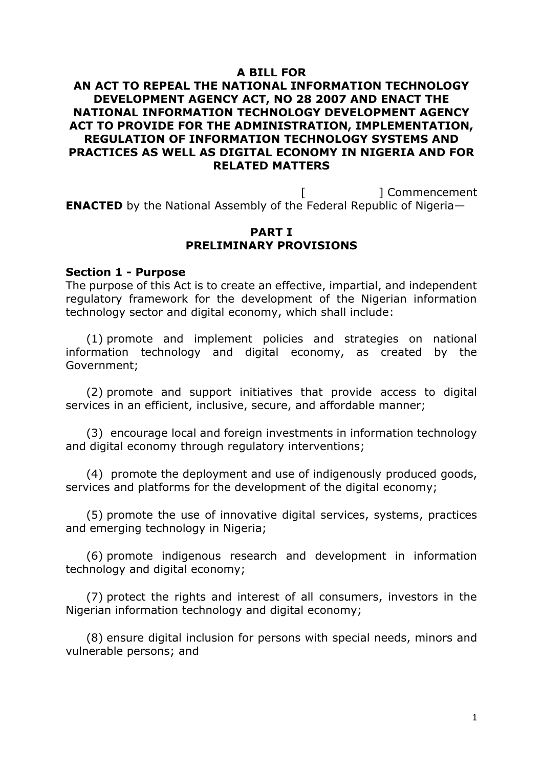**A BILL FOR**
**AN ACT TO REPEAL THE NATIONAL INFORMATION TECHNOLOGY DEVELOPMENT AGENCY ACT, NO 28 2007 AND ENACT THE NATIONAL INFORMATION TECHNOLOGY DEVELOPMENT AGENCY ACT TO PROVIDE FOR THE ADMINISTRATION, IMPLEMENTATION, REGULATION OF INFORMATION TECHNOLOGY SYSTEMS AND PRACTICES AS WELL AS DIGITAL ECONOMY IN NIGERIA AND FOR RELATED MATTERS**

[ ] Commencement

**ENACTED** by the National Assembly of the Federal Republic of Nigeria—

## PART I
## PRELIMINARY PROVISIONS

**Section 1 - Purpose**

The purpose of this Act is to create an effective, impartial, and independent regulatory framework for the development of the Nigerian information technology sector and digital economy, which shall include:

(1) promote and implement policies and strategies on national information technology and digital economy, as created by the Government;

(2) promote and support initiatives that provide access to digital services in an efficient, inclusive, secure, and affordable manner;

(3) encourage local and foreign investments in information technology and digital economy through regulatory interventions;

(4) promote the deployment and use of indigenously produced goods, services and platforms for the development of the digital economy;

(5) promote the use of innovative digital services, systems, practices and emerging technology in Nigeria;

(6) promote indigenous research and development in information technology and digital economy;

(7) protect the rights and interest of all consumers, investors in the Nigerian information technology and digital economy;

(8) ensure digital inclusion for persons with special needs, minors and vulnerable persons; and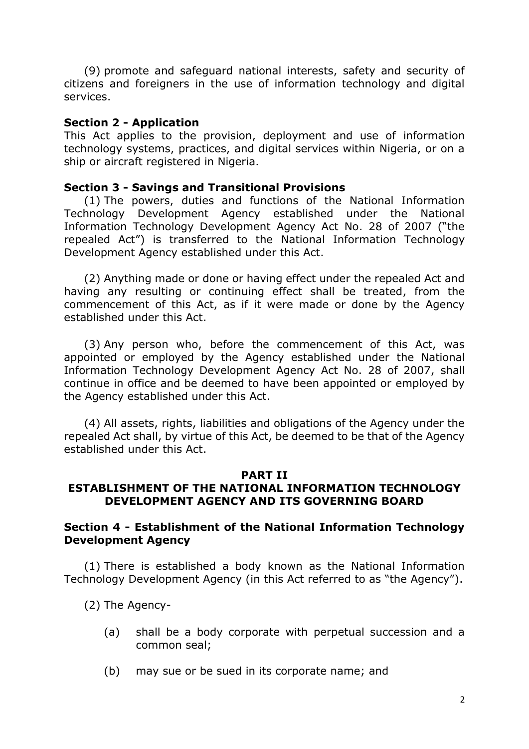(9) promote and safeguard national interests, safety and security of citizens and foreigners in the use of information technology and digital services.

**Section 2 - Application**

This Act applies to the provision, deployment and use of information technology systems, practices, and digital services within Nigeria, or on a ship or aircraft registered in Nigeria.

**Section 3 - Savings and Transitional Provisions**

(1) The powers, duties and functions of the National Information Technology Development Agency established under the National Information Technology Development Agency Act No. 28 of 2007 ("the repealed Act") is transferred to the National Information Technology Development Agency established under this Act.

(2) Anything made or done or having effect under the repealed Act and having any resulting or continuing effect shall be treated, from the commencement of this Act, as if it were made or done by the Agency established under this Act.

(3) Any person who, before the commencement of this Act, was appointed or employed by the Agency established under the National Information Technology Development Agency Act No. 28 of 2007, shall continue in office and be deemed to have been appointed or employed by the Agency established under this Act.

(4) All assets, rights, liabilities and obligations of the Agency under the repealed Act shall, by virtue of this Act, be deemed to be that of the Agency established under this Act.

## PART II
## ESTABLISHMENT OF THE NATIONAL INFORMATION TECHNOLOGY DEVELOPMENT AGENCY AND ITS GOVERNING BOARD

**Section 4 - Establishment of the National Information Technology Development Agency**

(1) There is established a body known as the National Information Technology Development Agency (in this Act referred to as "the Agency").

(2) The Agency-

(a) shall be a body corporate with perpetual succession and a common seal;

(b) may sue or be sued in its corporate name; and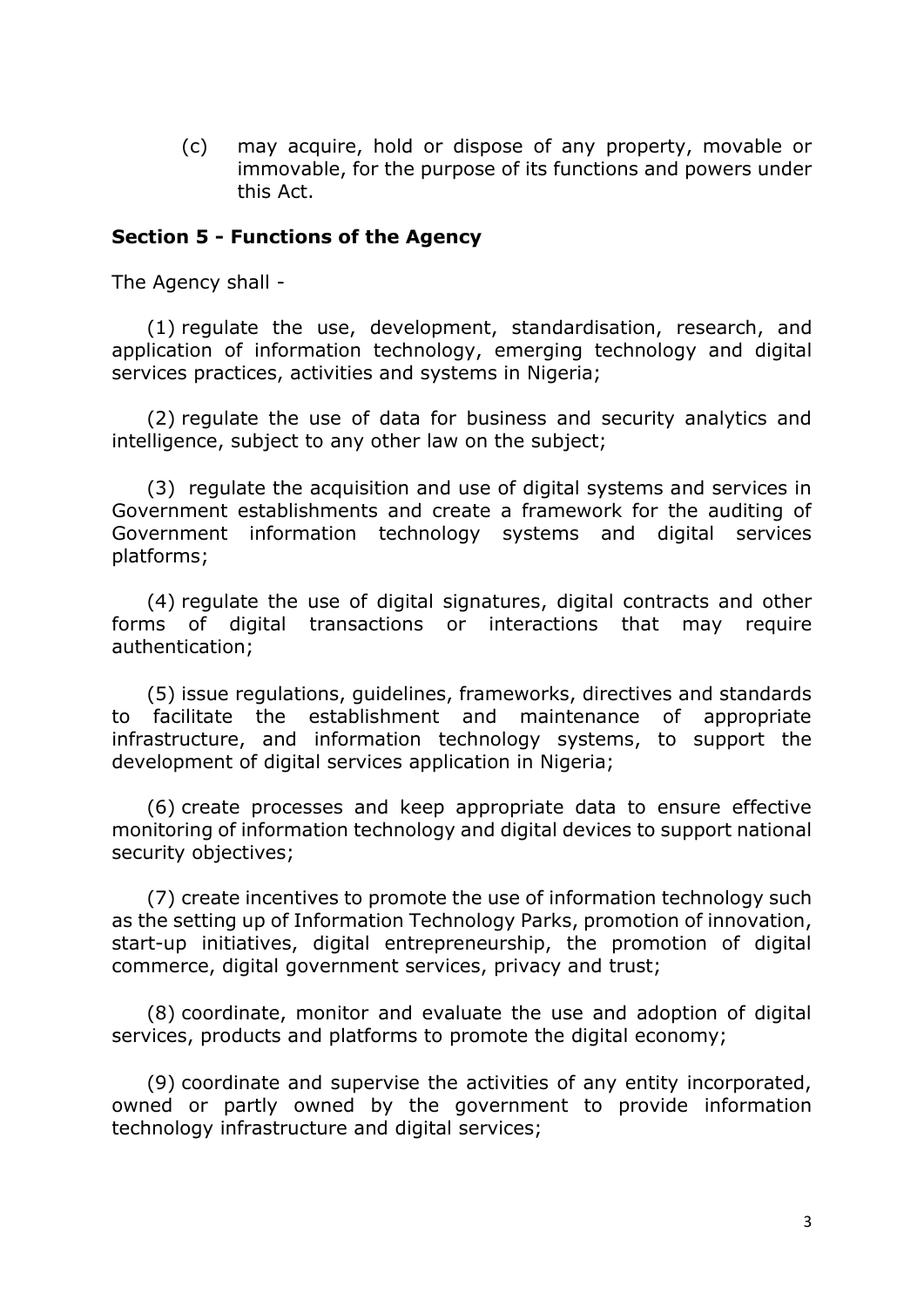(c) may acquire, hold or dispose of any property, movable or immovable, for the purpose of its functions and powers under this Act.

**Section 5 - Functions of the Agency**

The Agency shall -

(1) regulate the use, development, standardisation, research, and application of information technology, emerging technology and digital services practices, activities and systems in Nigeria;

(2) regulate the use of data for business and security analytics and intelligence, subject to any other law on the subject;

(3) regulate the acquisition and use of digital systems and services in Government establishments and create a framework for the auditing of Government information technology systems and digital services platforms;

(4) regulate the use of digital signatures, digital contracts and other forms of digital transactions or interactions that may require authentication;

(5) issue regulations, guidelines, frameworks, directives and standards to facilitate the establishment and maintenance of appropriate infrastructure, and information technology systems, to support the development of digital services application in Nigeria;

(6) create processes and keep appropriate data to ensure effective monitoring of information technology and digital devices to support national security objectives;

(7) create incentives to promote the use of information technology such as the setting up of Information Technology Parks, promotion of innovation, start-up initiatives, digital entrepreneurship, the promotion of digital commerce, digital government services, privacy and trust;

(8) coordinate, monitor and evaluate the use and adoption of digital services, products and platforms to promote the digital economy;

(9) coordinate and supervise the activities of any entity incorporated, owned or partly owned by the government to provide information technology infrastructure and digital services;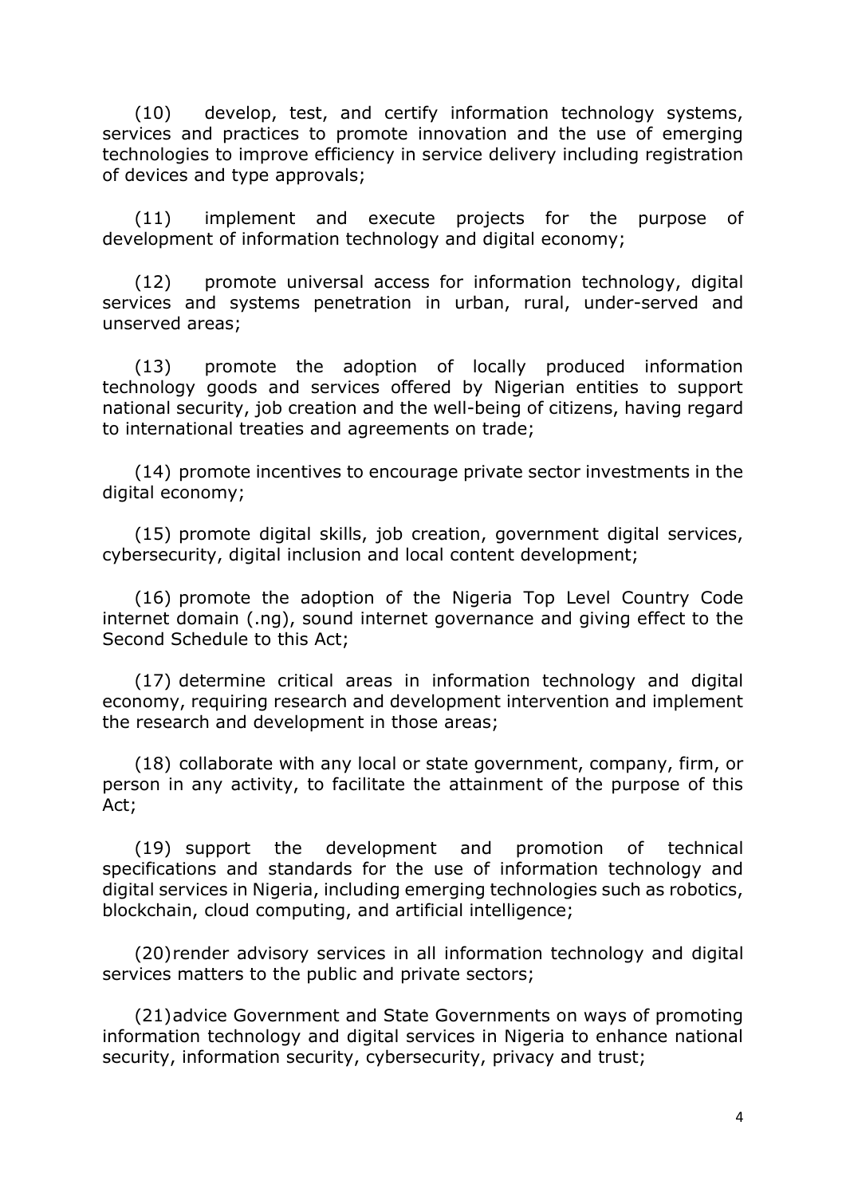(10) develop, test, and certify information technology systems, services and practices to promote innovation and the use of emerging technologies to improve efficiency in service delivery including registration of devices and type approvals;

(11) implement and execute projects for the purpose of development of information technology and digital economy;

(12) promote universal access for information technology, digital services and systems penetration in urban, rural, under-served and unserved areas;

(13) promote the adoption of locally produced information technology goods and services offered by Nigerian entities to support national security, job creation and the well-being of citizens, having regard to international treaties and agreements on trade;

(14) promote incentives to encourage private sector investments in the digital economy;

(15) promote digital skills, job creation, government digital services, cybersecurity, digital inclusion and local content development;

(16) promote the adoption of the Nigeria Top Level Country Code internet domain (.ng), sound internet governance and giving effect to the Second Schedule to this Act;

(17) determine critical areas in information technology and digital economy, requiring research and development intervention and implement the research and development in those areas;

(18) collaborate with any local or state government, company, firm, or person in any activity, to facilitate the attainment of the purpose of this Act;

(19) support the development and promotion of technical specifications and standards for the use of information technology and digital services in Nigeria, including emerging technologies such as robotics, blockchain, cloud computing, and artificial intelligence;

(20) render advisory services in all information technology and digital services matters to the public and private sectors;

(21) advice Government and State Governments on ways of promoting information technology and digital services in Nigeria to enhance national security, information security, cybersecurity, privacy and trust;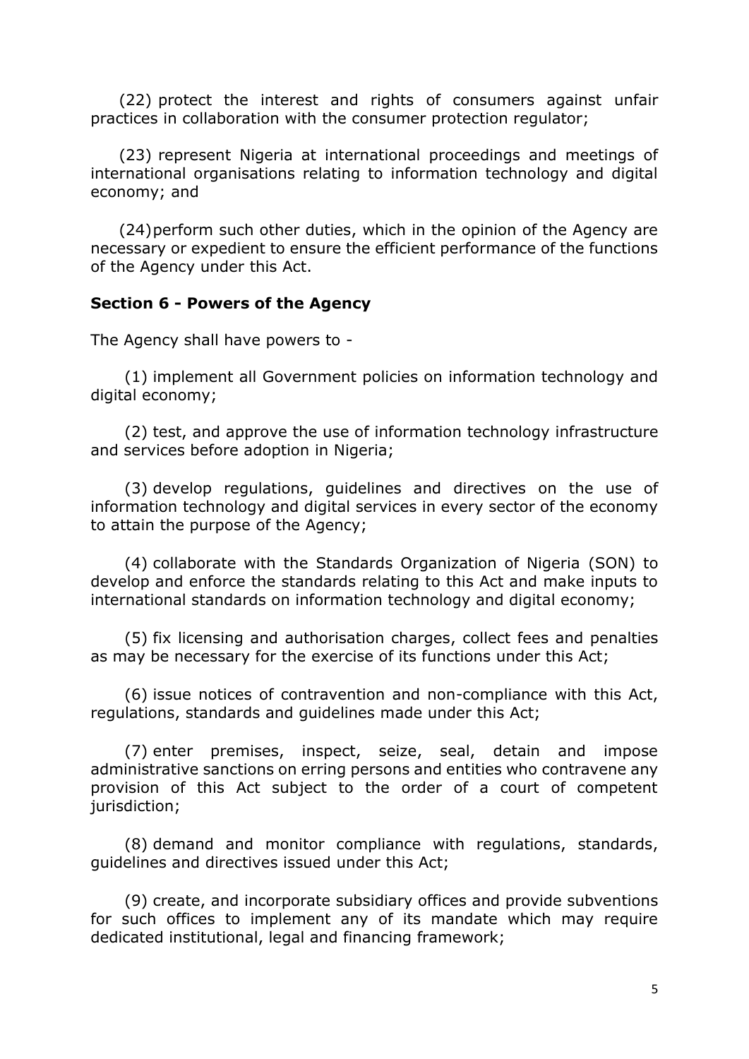(22) protect the interest and rights of consumers against unfair practices in collaboration with the consumer protection regulator;

(23) represent Nigeria at international proceedings and meetings of international organisations relating to information technology and digital economy; and

(24) perform such other duties, which in the opinion of the Agency are necessary or expedient to ensure the efficient performance of the functions of the Agency under this Act.

**Section 6 - Powers of the Agency**

The Agency shall have powers to -

(1) implement all Government policies on information technology and digital economy;

(2) test, and approve the use of information technology infrastructure and services before adoption in Nigeria;

(3) develop regulations, guidelines and directives on the use of information technology and digital services in every sector of the economy to attain the purpose of the Agency;

(4) collaborate with the Standards Organization of Nigeria (SON) to develop and enforce the standards relating to this Act and make inputs to international standards on information technology and digital economy;

(5) fix licensing and authorisation charges, collect fees and penalties as may be necessary for the exercise of its functions under this Act;

(6) issue notices of contravention and non-compliance with this Act, regulations, standards and guidelines made under this Act;

(7) enter premises, inspect, seize, seal, detain and impose administrative sanctions on erring persons and entities who contravene any provision of this Act subject to the order of a court of competent jurisdiction;

(8) demand and monitor compliance with regulations, standards, guidelines and directives issued under this Act;

(9) create, and incorporate subsidiary offices and provide subventions for such offices to implement any of its mandate which may require dedicated institutional, legal and financing framework;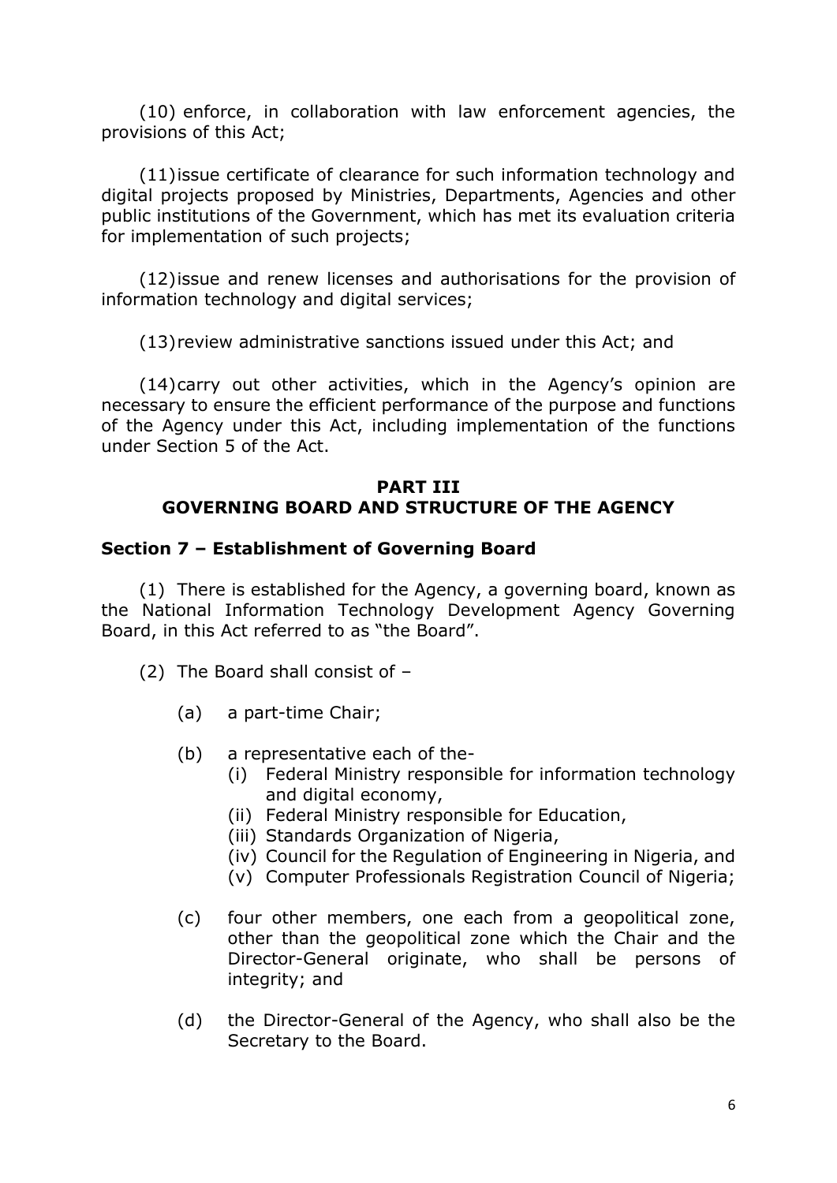(10) enforce, in collaboration with law enforcement agencies, the provisions of this Act;

(11) issue certificate of clearance for such information technology and digital projects proposed by Ministries, Departments, Agencies and other public institutions of the Government, which has met its evaluation criteria for implementation of such projects;

(12) issue and renew licenses and authorisations for the provision of information technology and digital services;

(13) review administrative sanctions issued under this Act; and

(14) carry out other activities, which in the Agency's opinion are necessary to ensure the efficient performance of the purpose and functions of the Agency under this Act, including implementation of the functions under Section 5 of the Act.

## PART III
## GOVERNING BOARD AND STRUCTURE OF THE AGENCY

### Section 7 – Establishment of Governing Board

(1) There is established for the Agency, a governing board, known as the National Information Technology Development Agency Governing Board, in this Act referred to as "the Board".

(2) The Board shall consist of –

- (a) a part-time Chair;
- (b) a representative each of the-
  - (i) Federal Ministry responsible for information technology and digital economy,
  - (ii) Federal Ministry responsible for Education,
  - (iii) Standards Organization of Nigeria,
  - (iv) Council for the Regulation of Engineering in Nigeria, and
  - (v) Computer Professionals Registration Council of Nigeria;
- (c) four other members, one each from a geopolitical zone, other than the geopolitical zone which the Chair and the Director-General originate, who shall be persons of integrity; and
- (d) the Director-General of the Agency, who shall also be the Secretary to the Board.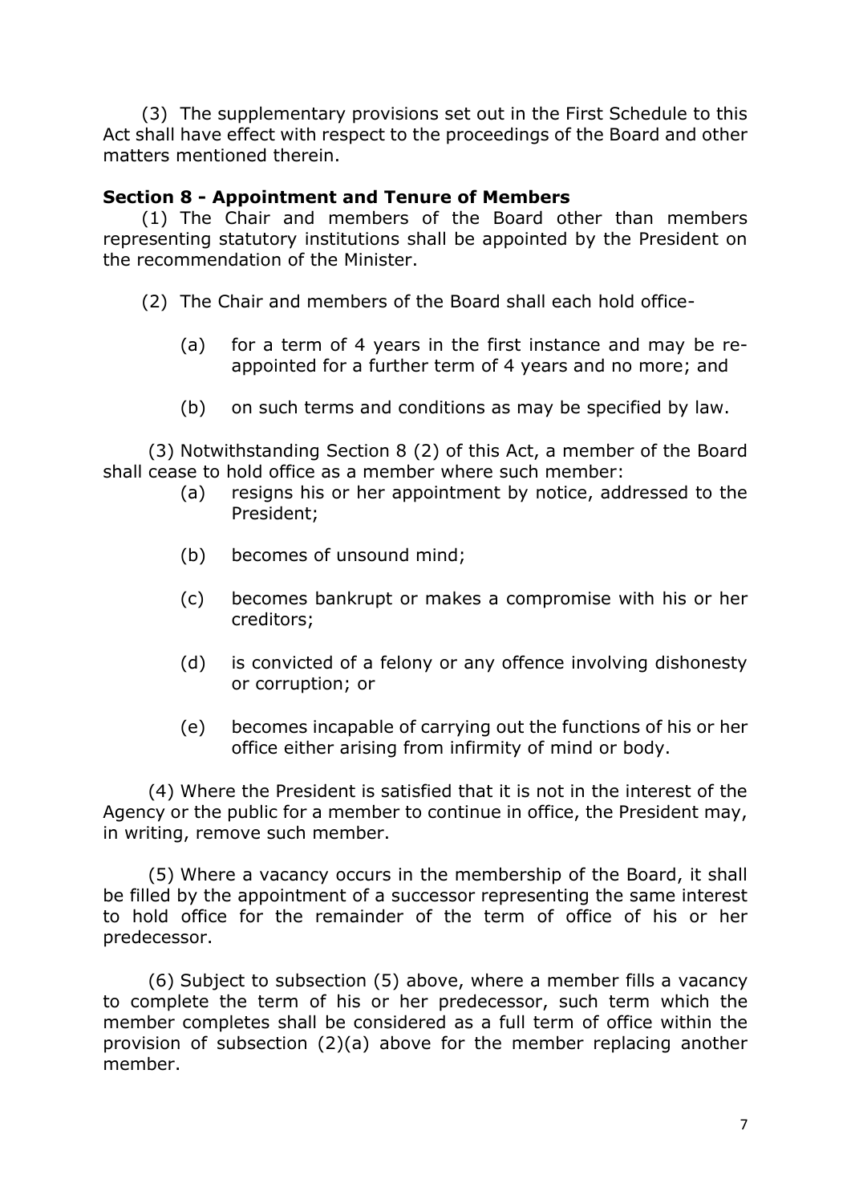(3) The supplementary provisions set out in the First Schedule to this Act shall have effect with respect to the proceedings of the Board and other matters mentioned therein.

**Section 8 - Appointment and Tenure of Members**

(1) The Chair and members of the Board other than members representing statutory institutions shall be appointed by the President on the recommendation of the Minister.

(2) The Chair and members of the Board shall each hold office-

(a) for a term of 4 years in the first instance and may be re-appointed for a further term of 4 years and no more; and

(b) on such terms and conditions as may be specified by law.

(3) Notwithstanding Section 8 (2) of this Act, a member of the Board shall cease to hold office as a member where such member:

(a) resigns his or her appointment by notice, addressed to the President;

(b) becomes of unsound mind;

(c) becomes bankrupt or makes a compromise with his or her creditors;

(d) is convicted of a felony or any offence involving dishonesty or corruption; or

(e) becomes incapable of carrying out the functions of his or her office either arising from infirmity of mind or body.

(4) Where the President is satisfied that it is not in the interest of the Agency or the public for a member to continue in office, the President may, in writing, remove such member.

(5) Where a vacancy occurs in the membership of the Board, it shall be filled by the appointment of a successor representing the same interest to hold office for the remainder of the term of office of his or her predecessor.

(6) Subject to subsection (5) above, where a member fills a vacancy to complete the term of his or her predecessor, such term which the member completes shall be considered as a full term of office within the provision of subsection (2)(a) above for the member replacing another member.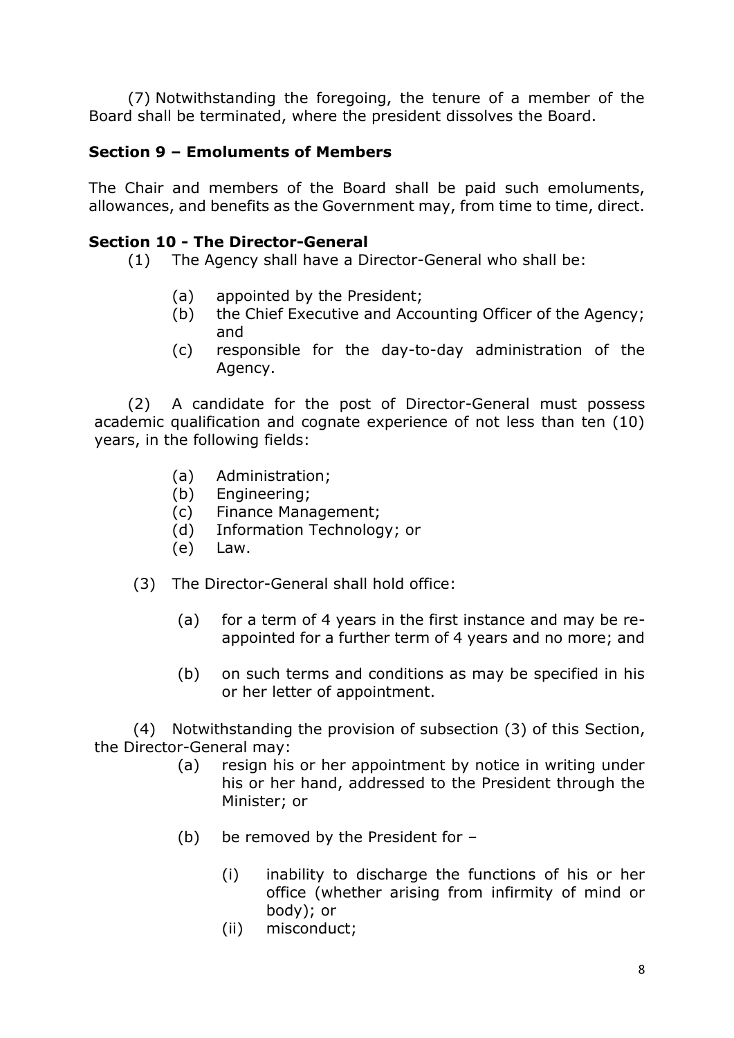(7) Notwithstanding the foregoing, the tenure of a member of the Board shall be terminated, where the president dissolves the Board.

**Section 9 – Emoluments of Members**

The Chair and members of the Board shall be paid such emoluments, allowances, and benefits as the Government may, from time to time, direct.

**Section 10 - The Director-General**

(1) The Agency shall have a Director-General who shall be:

- (a) appointed by the President;
- (b) the Chief Executive and Accounting Officer of the Agency; and
- (c) responsible for the day-to-day administration of the Agency.

(2) A candidate for the post of Director-General must possess academic qualification and cognate experience of not less than ten (10) years, in the following fields:

- (a) Administration;
- (b) Engineering;
- (c) Finance Management;
- (d) Information Technology; or
- (e) Law.

(3) The Director-General shall hold office:

- (a) for a term of 4 years in the first instance and may be re-appointed for a further term of 4 years and no more; and
- (b) on such terms and conditions as may be specified in his or her letter of appointment.

(4) Notwithstanding the provision of subsection (3) of this Section, the Director-General may:

- (a) resign his or her appointment by notice in writing under his or her hand, addressed to the President through the Minister; or
- (b) be removed by the President for –
  - (i) inability to discharge the functions of his or her office (whether arising from infirmity of mind or body); or
  - (ii) misconduct;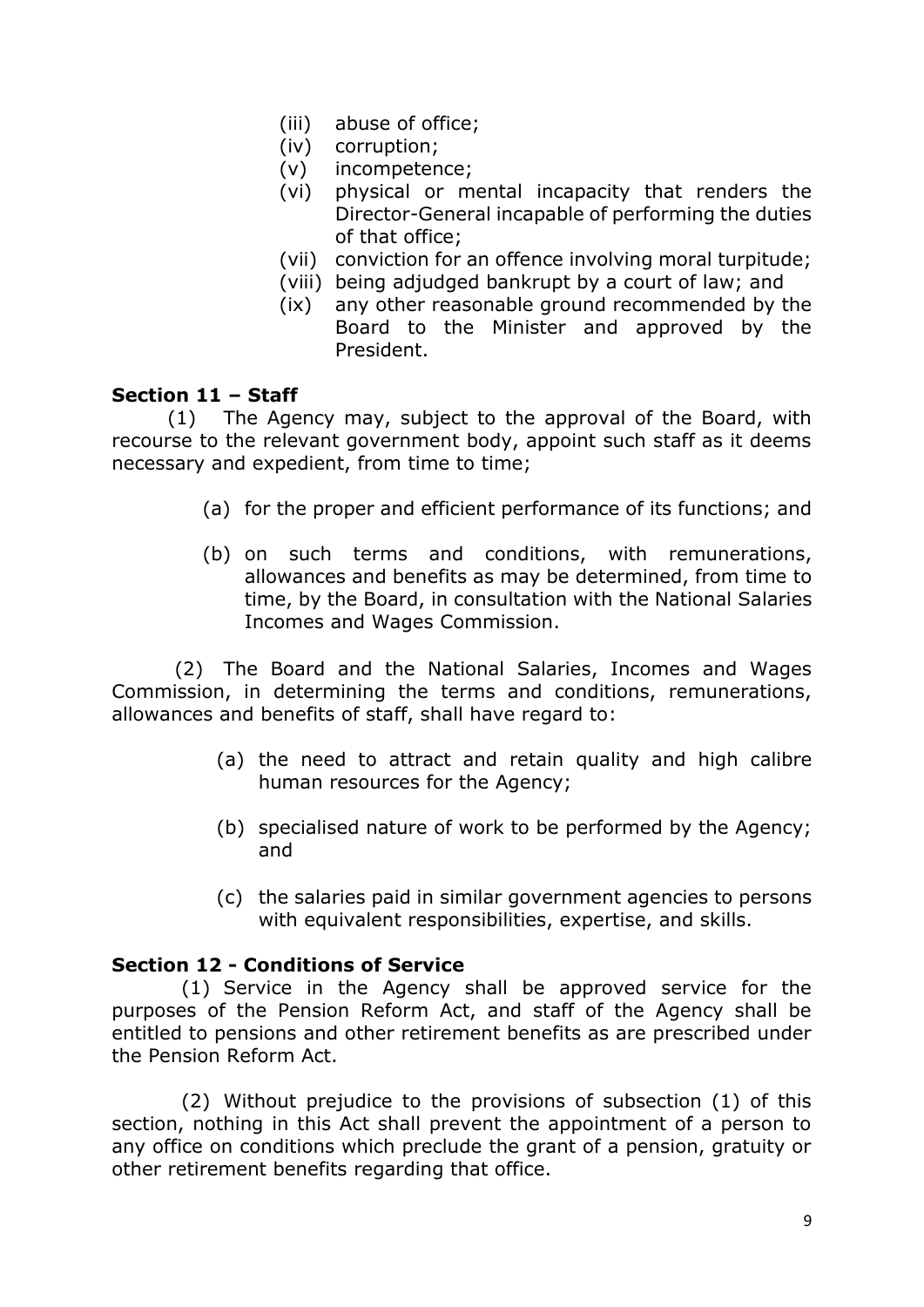(iii) abuse of office;
(iv) corruption;
(v) incompetence;
(vi) physical or mental incapacity that renders the Director-General incapable of performing the duties of that office;
(vii) conviction for an offence involving moral turpitude;
(viii) being adjudged bankrupt by a court of law; and
(ix) any other reasonable ground recommended by the Board to the Minister and approved by the President.

**Section 11 – Staff**

(1) The Agency may, subject to the approval of the Board, with recourse to the relevant government body, appoint such staff as it deems necessary and expedient, from time to time;

(a) for the proper and efficient performance of its functions; and

(b) on such terms and conditions, with remunerations, allowances and benefits as may be determined, from time to time, by the Board, in consultation with the National Salaries Incomes and Wages Commission.

(2) The Board and the National Salaries, Incomes and Wages Commission, in determining the terms and conditions, remunerations, allowances and benefits of staff, shall have regard to:

(a) the need to attract and retain quality and high calibre human resources for the Agency;

(b) specialised nature of work to be performed by the Agency; and

(c) the salaries paid in similar government agencies to persons with equivalent responsibilities, expertise, and skills.

**Section 12 - Conditions of Service**

(1) Service in the Agency shall be approved service for the purposes of the Pension Reform Act, and staff of the Agency shall be entitled to pensions and other retirement benefits as are prescribed under the Pension Reform Act.

(2) Without prejudice to the provisions of subsection (1) of this section, nothing in this Act shall prevent the appointment of a person to any office on conditions which preclude the grant of a pension, gratuity or other retirement benefits regarding that office.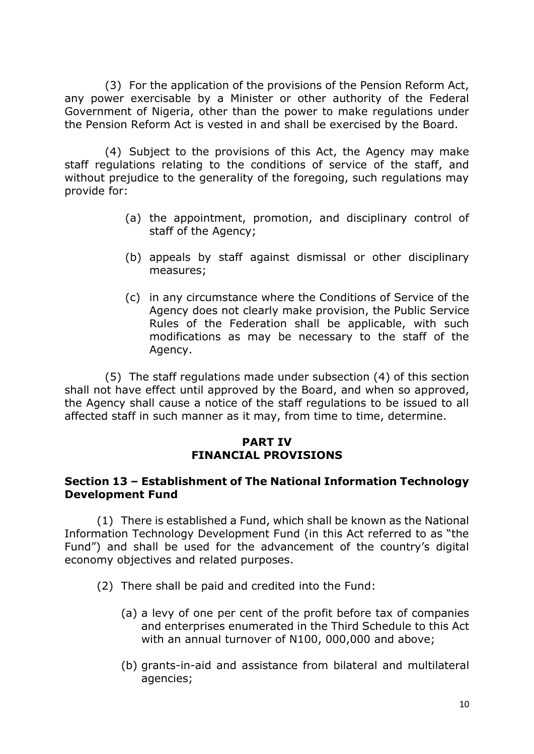(3) For the application of the provisions of the Pension Reform Act, any power exercisable by a Minister or other authority of the Federal Government of Nigeria, other than the power to make regulations under the Pension Reform Act is vested in and shall be exercised by the Board.

(4) Subject to the provisions of this Act, the Agency may make staff regulations relating to the conditions of service of the staff, and without prejudice to the generality of the foregoing, such regulations may provide for:

(a) the appointment, promotion, and disciplinary control of staff of the Agency;

(b) appeals by staff against dismissal or other disciplinary measures;

(c) in any circumstance where the Conditions of Service of the Agency does not clearly make provision, the Public Service Rules of the Federation shall be applicable, with such modifications as may be necessary to the staff of the Agency.

(5) The staff regulations made under subsection (4) of this section shall not have effect until approved by the Board, and when so approved, the Agency shall cause a notice of the staff regulations to be issued to all affected staff in such manner as it may, from time to time, determine.

## PART IV
## FINANCIAL PROVISIONS

### Section 13 – Establishment of The National Information Technology Development Fund

(1) There is established a Fund, which shall be known as the National Information Technology Development Fund (in this Act referred to as "the Fund") and shall be used for the advancement of the country's digital economy objectives and related purposes.

(2) There shall be paid and credited into the Fund:

(a) a levy of one per cent of the profit before tax of companies and enterprises enumerated in the Third Schedule to this Act with an annual turnover of N100, 000,000 and above;

(b) grants-in-aid and assistance from bilateral and multilateral agencies;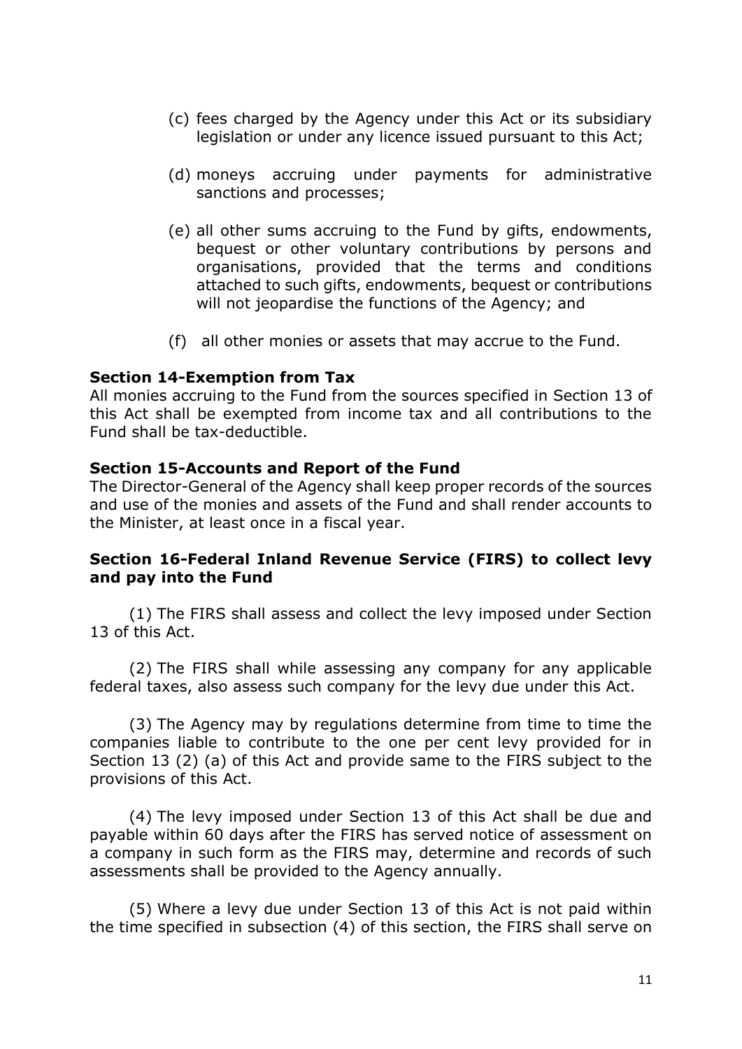(c) fees charged by the Agency under this Act or its subsidiary legislation or under any licence issued pursuant to this Act;

(d) moneys accruing under payments for administrative sanctions and processes;

(e) all other sums accruing to the Fund by gifts, endowments, bequest or other voluntary contributions by persons and organisations, provided that the terms and conditions attached to such gifts, endowments, bequest or contributions will not jeopardise the functions of the Agency; and

(f) all other monies or assets that may accrue to the Fund.

**Section 14-Exemption from Tax**

All monies accruing to the Fund from the sources specified in Section 13 of this Act shall be exempted from income tax and all contributions to the Fund shall be tax-deductible.

**Section 15-Accounts and Report of the Fund**

The Director-General of the Agency shall keep proper records of the sources and use of the monies and assets of the Fund and shall render accounts to the Minister, at least once in a fiscal year.

**Section 16-Federal Inland Revenue Service (FIRS) to collect levy and pay into the Fund**

(1) The FIRS shall assess and collect the levy imposed under Section 13 of this Act.

(2) The FIRS shall while assessing any company for any applicable federal taxes, also assess such company for the levy due under this Act.

(3) The Agency may by regulations determine from time to time the companies liable to contribute to the one per cent levy provided for in Section 13 (2) (a) of this Act and provide same to the FIRS subject to the provisions of this Act.

(4) The levy imposed under Section 13 of this Act shall be due and payable within 60 days after the FIRS has served notice of assessment on a company in such form as the FIRS may, determine and records of such assessments shall be provided to the Agency annually.

(5) Where a levy due under Section 13 of this Act is not paid within the time specified in subsection (4) of this section, the FIRS shall serve on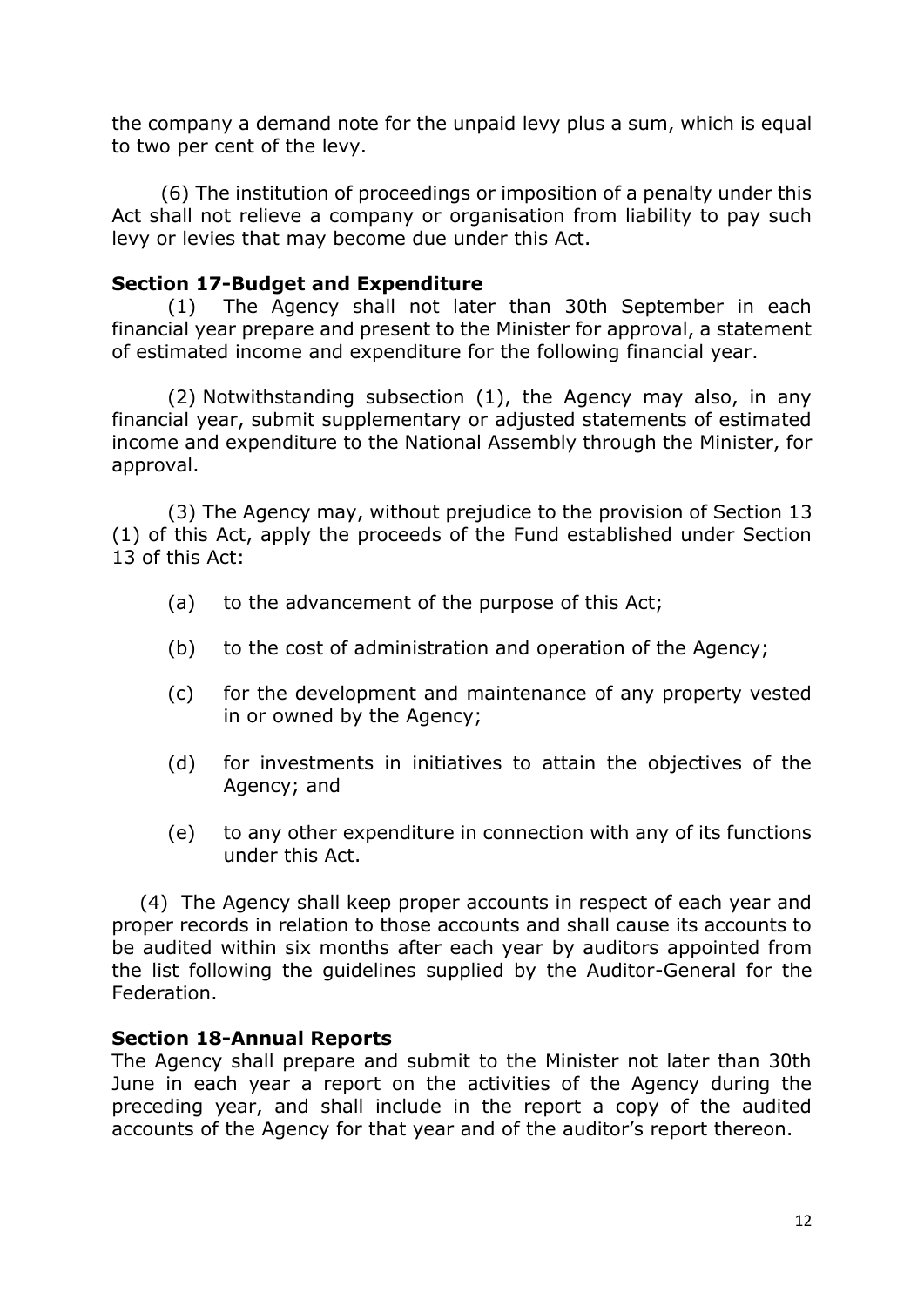the company a demand note for the unpaid levy plus a sum, which is equal to two per cent of the levy.

(6) The institution of proceedings or imposition of a penalty under this Act shall not relieve a company or organisation from liability to pay such levy or levies that may become due under this Act.

**Section 17-Budget and Expenditure**

(1) The Agency shall not later than 30th September in each financial year prepare and present to the Minister for approval, a statement of estimated income and expenditure for the following financial year.

(2) Notwithstanding subsection (1), the Agency may also, in any financial year, submit supplementary or adjusted statements of estimated income and expenditure to the National Assembly through the Minister, for approval.

(3) The Agency may, without prejudice to the provision of Section 13 (1) of this Act, apply the proceeds of the Fund established under Section 13 of this Act:

(a) to the advancement of the purpose of this Act;

(b) to the cost of administration and operation of the Agency;

(c) for the development and maintenance of any property vested in or owned by the Agency;

(d) for investments in initiatives to attain the objectives of the Agency; and

(e) to any other expenditure in connection with any of its functions under this Act.

(4) The Agency shall keep proper accounts in respect of each year and proper records in relation to those accounts and shall cause its accounts to be audited within six months after each year by auditors appointed from the list following the guidelines supplied by the Auditor-General for the Federation.

**Section 18-Annual Reports**

The Agency shall prepare and submit to the Minister not later than 30th June in each year a report on the activities of the Agency during the preceding year, and shall include in the report a copy of the audited accounts of the Agency for that year and of the auditor's report thereon.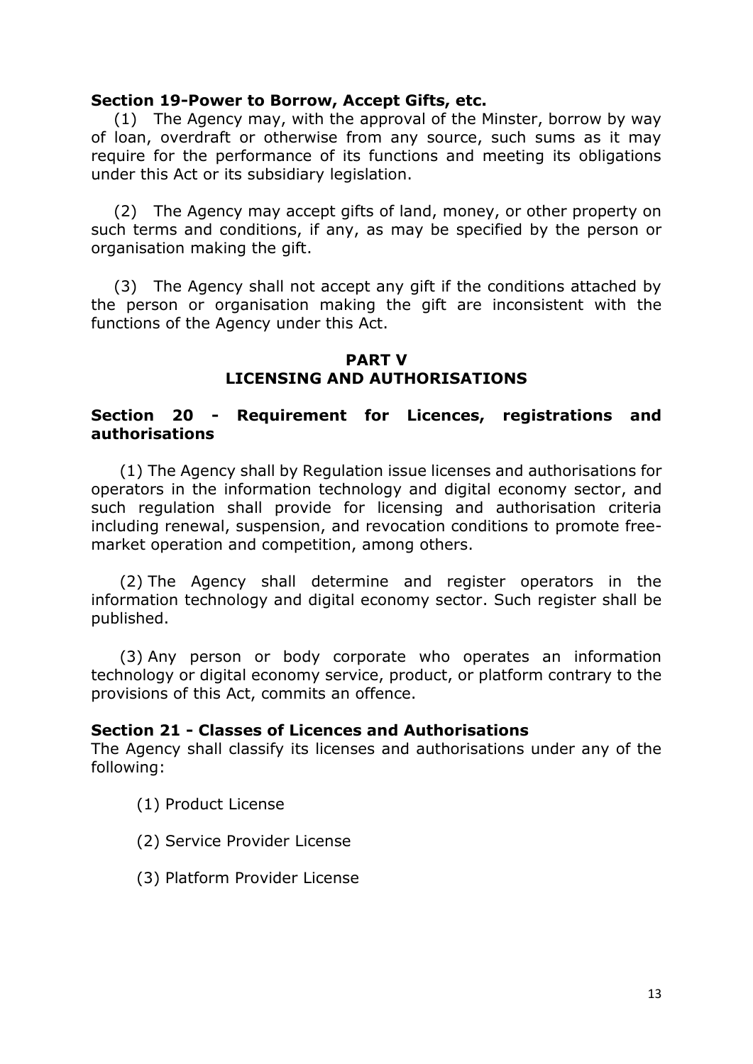**Section 19-Power to Borrow, Accept Gifts, etc.**

(1) The Agency may, with the approval of the Minster, borrow by way of loan, overdraft or otherwise from any source, such sums as it may require for the performance of its functions and meeting its obligations under this Act or its subsidiary legislation.

(2) The Agency may accept gifts of land, money, or other property on such terms and conditions, if any, as may be specified by the person or organisation making the gift.

(3) The Agency shall not accept any gift if the conditions attached by the person or organisation making the gift are inconsistent with the functions of the Agency under this Act.

## PART V
## LICENSING AND AUTHORISATIONS

**Section 20 - Requirement for Licences, registrations and authorisations**

(1) The Agency shall by Regulation issue licenses and authorisations for operators in the information technology and digital economy sector, and such regulation shall provide for licensing and authorisation criteria including renewal, suspension, and revocation conditions to promote free-market operation and competition, among others.

(2) The Agency shall determine and register operators in the information technology and digital economy sector. Such register shall be published.

(3) Any person or body corporate who operates an information technology or digital economy service, product, or platform contrary to the provisions of this Act, commits an offence.

**Section 21 - Classes of Licences and Authorisations**

The Agency shall classify its licenses and authorisations under any of the following:

(1) Product License

(2) Service Provider License

(3) Platform Provider License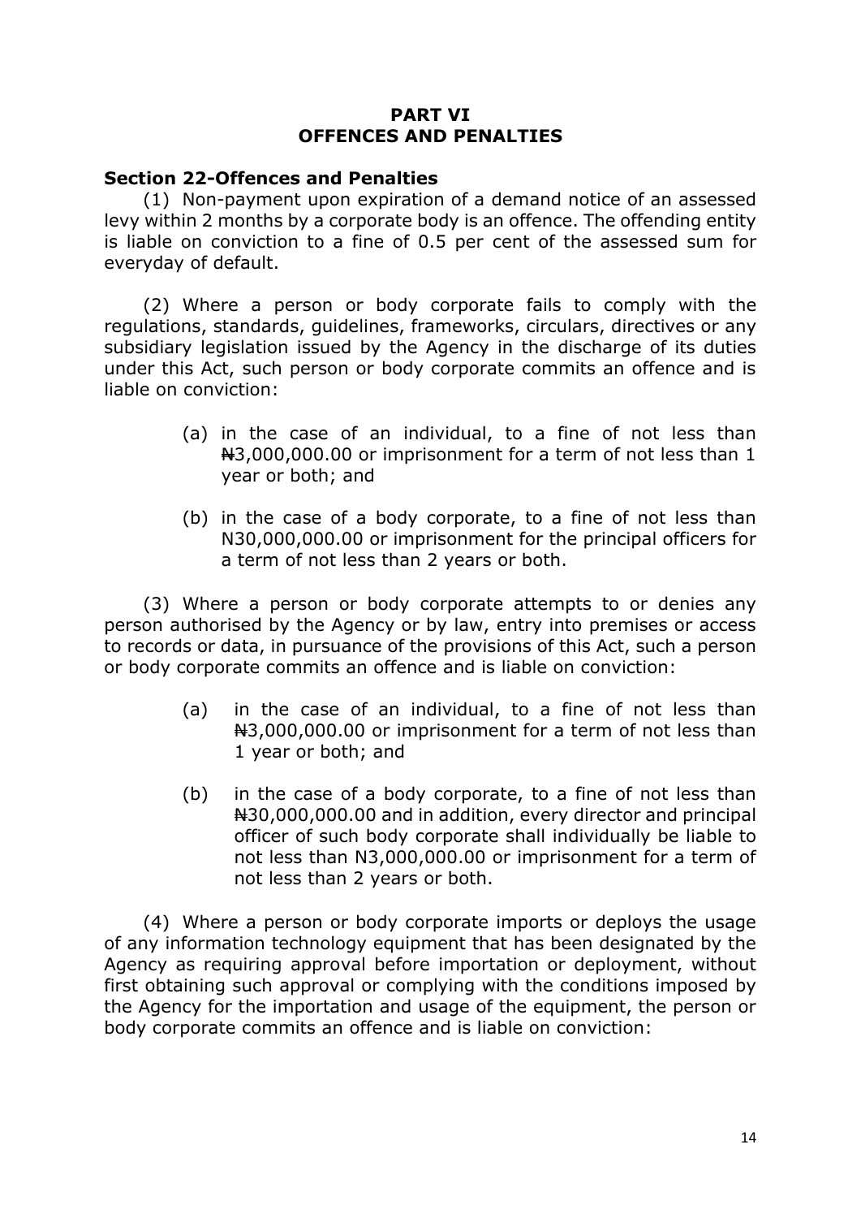## PART VI
## OFFENCES AND PENALTIES

### Section 22-Offences and Penalties

(1) Non-payment upon expiration of a demand notice of an assessed levy within 2 months by a corporate body is an offence. The offending entity is liable on conviction to a fine of 0.5 per cent of the assessed sum for everyday of default.

(2) Where a person or body corporate fails to comply with the regulations, standards, guidelines, frameworks, circulars, directives or any subsidiary legislation issued by the Agency in the discharge of its duties under this Act, such person or body corporate commits an offence and is liable on conviction:

- (a) in the case of an individual, to a fine of not less than ₦3,000,000.00 or imprisonment for a term of not less than 1 year or both; and
- (b) in the case of a body corporate, to a fine of not less than N30,000,000.00 or imprisonment for the principal officers for a term of not less than 2 years or both.

(3) Where a person or body corporate attempts to or denies any person authorised by the Agency or by law, entry into premises or access to records or data, in pursuance of the provisions of this Act, such a person or body corporate commits an offence and is liable on conviction:

- (a) in the case of an individual, to a fine of not less than ₦3,000,000.00 or imprisonment for a term of not less than 1 year or both; and
- (b) in the case of a body corporate, to a fine of not less than ₦30,000,000.00 and in addition, every director and principal officer of such body corporate shall individually be liable to not less than N3,000,000.00 or imprisonment for a term of not less than 2 years or both.

(4) Where a person or body corporate imports or deploys the usage of any information technology equipment that has been designated by the Agency as requiring approval before importation or deployment, without first obtaining such approval or complying with the conditions imposed by the Agency for the importation and usage of the equipment, the person or body corporate commits an offence and is liable on conviction: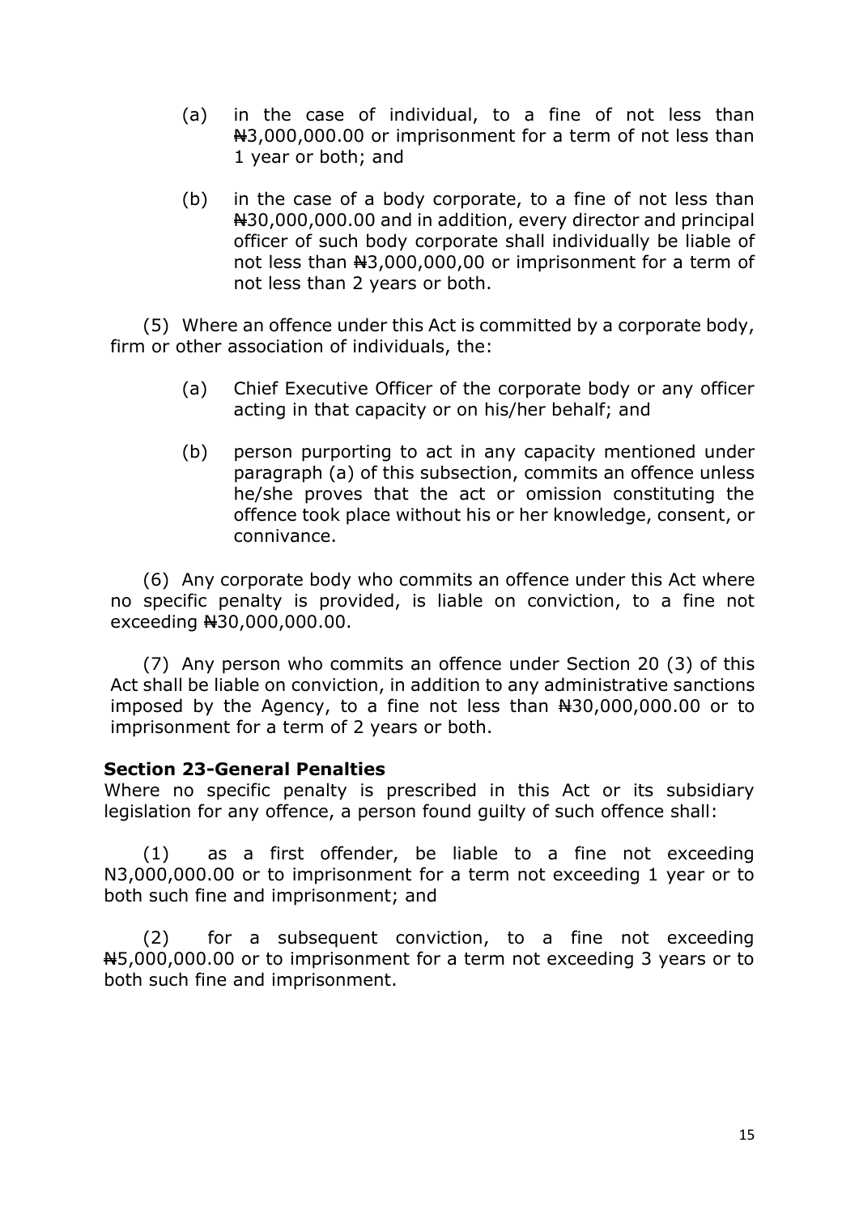(a) in the case of individual, to a fine of not less than ₦3,000,000.00 or imprisonment for a term of not less than 1 year or both; and

(b) in the case of a body corporate, to a fine of not less than ₦30,000,000.00 and in addition, every director and principal officer of such body corporate shall individually be liable of not less than ₦3,000,000,00 or imprisonment for a term of not less than 2 years or both.

(5) Where an offence under this Act is committed by a corporate body, firm or other association of individuals, the:

(a) Chief Executive Officer of the corporate body or any officer acting in that capacity or on his/her behalf; and

(b) person purporting to act in any capacity mentioned under paragraph (a) of this subsection, commits an offence unless he/she proves that the act or omission constituting the offence took place without his or her knowledge, consent, or connivance.

(6) Any corporate body who commits an offence under this Act where no specific penalty is provided, is liable on conviction, to a fine not exceeding ₦30,000,000.00.

(7) Any person who commits an offence under Section 20 (3) of this Act shall be liable on conviction, in addition to any administrative sanctions imposed by the Agency, to a fine not less than ₦30,000,000.00 or to imprisonment for a term of 2 years or both.

**Section 23-General Penalties**

Where no specific penalty is prescribed in this Act or its subsidiary legislation for any offence, a person found guilty of such offence shall:

(1) as a first offender, be liable to a fine not exceeding N3,000,000.00 or to imprisonment for a term not exceeding 1 year or to both such fine and imprisonment; and

(2) for a subsequent conviction, to a fine not exceeding ₦5,000,000.00 or to imprisonment for a term not exceeding 3 years or to both such fine and imprisonment.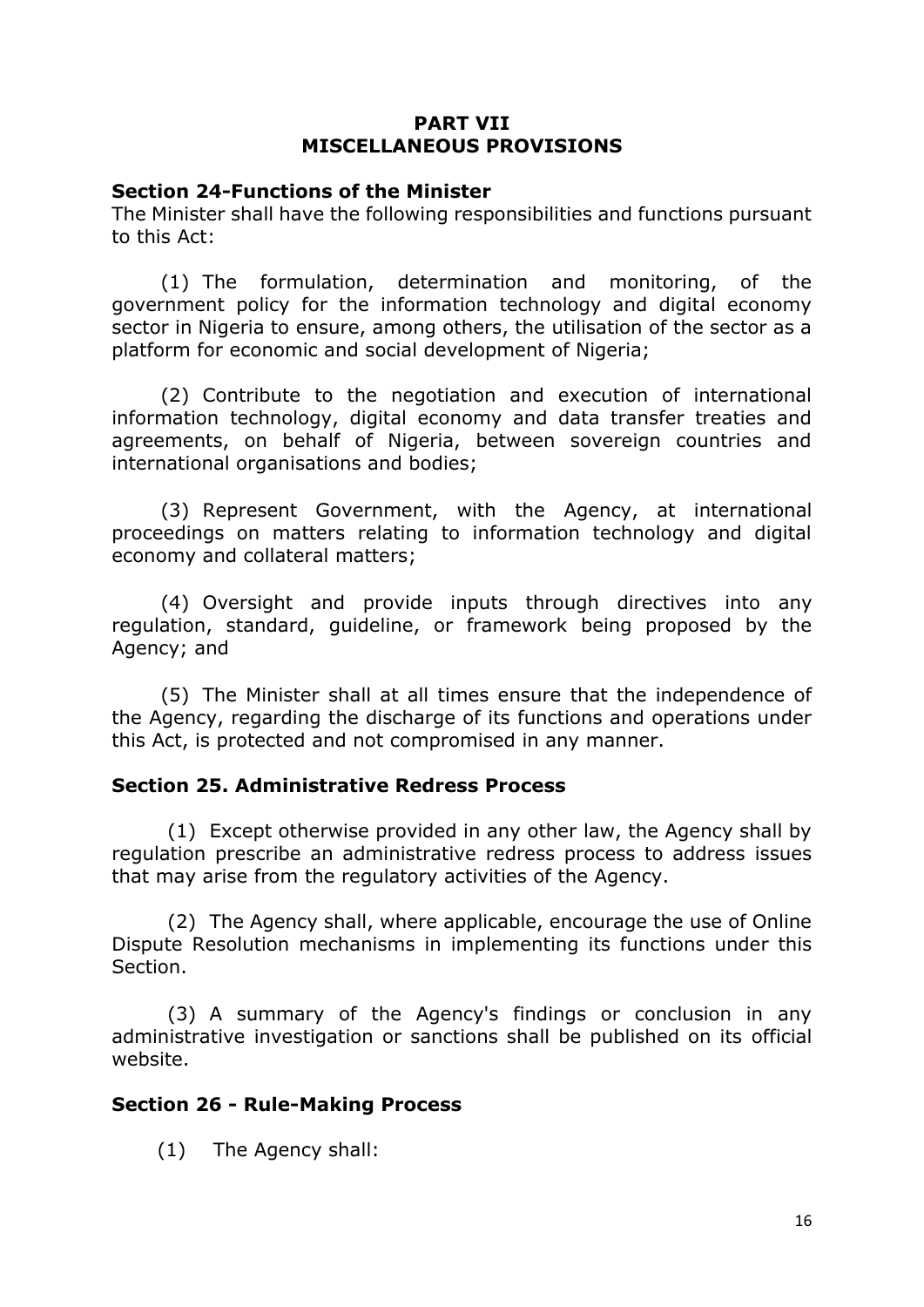## PART VII
## MISCELLANEOUS PROVISIONS

### Section 24-Functions of the Minister

The Minister shall have the following responsibilities and functions pursuant to this Act:

(1) The formulation, determination and monitoring, of the government policy for the information technology and digital economy sector in Nigeria to ensure, among others, the utilisation of the sector as a platform for economic and social development of Nigeria;

(2) Contribute to the negotiation and execution of international information technology, digital economy and data transfer treaties and agreements, on behalf of Nigeria, between sovereign countries and international organisations and bodies;

(3) Represent Government, with the Agency, at international proceedings on matters relating to information technology and digital economy and collateral matters;

(4) Oversight and provide inputs through directives into any regulation, standard, guideline, or framework being proposed by the Agency; and

(5) The Minister shall at all times ensure that the independence of the Agency, regarding the discharge of its functions and operations under this Act, is protected and not compromised in any manner.

### Section 25. Administrative Redress Process

(1) Except otherwise provided in any other law, the Agency shall by regulation prescribe an administrative redress process to address issues that may arise from the regulatory activities of the Agency.

(2) The Agency shall, where applicable, encourage the use of Online Dispute Resolution mechanisms in implementing its functions under this Section.

(3) A summary of the Agency's findings or conclusion in any administrative investigation or sanctions shall be published on its official website.

### Section 26 - Rule-Making Process

(1) The Agency shall: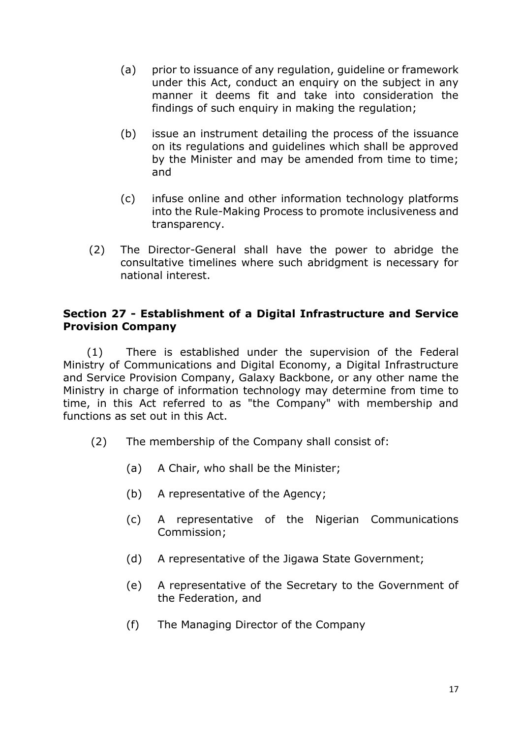(a) prior to issuance of any regulation, guideline or framework under this Act, conduct an enquiry on the subject in any manner it deems fit and take into consideration the findings of such enquiry in making the regulation;

(b) issue an instrument detailing the process of the issuance on its regulations and guidelines which shall be approved by the Minister and may be amended from time to time; and

(c) infuse online and other information technology platforms into the Rule-Making Process to promote inclusiveness and transparency.

(2) The Director-General shall have the power to abridge the consultative timelines where such abridgment is necessary for national interest.

**Section 27 - Establishment of a Digital Infrastructure and Service Provision Company**

(1) There is established under the supervision of the Federal Ministry of Communications and Digital Economy, a Digital Infrastructure and Service Provision Company, Galaxy Backbone, or any other name the Ministry in charge of information technology may determine from time to time, in this Act referred to as "the Company" with membership and functions as set out in this Act.

(2) The membership of the Company shall consist of:

(a) A Chair, who shall be the Minister;

(b) A representative of the Agency;

(c) A representative of the Nigerian Communications Commission;

(d) A representative of the Jigawa State Government;

(e) A representative of the Secretary to the Government of the Federation, and

(f) The Managing Director of the Company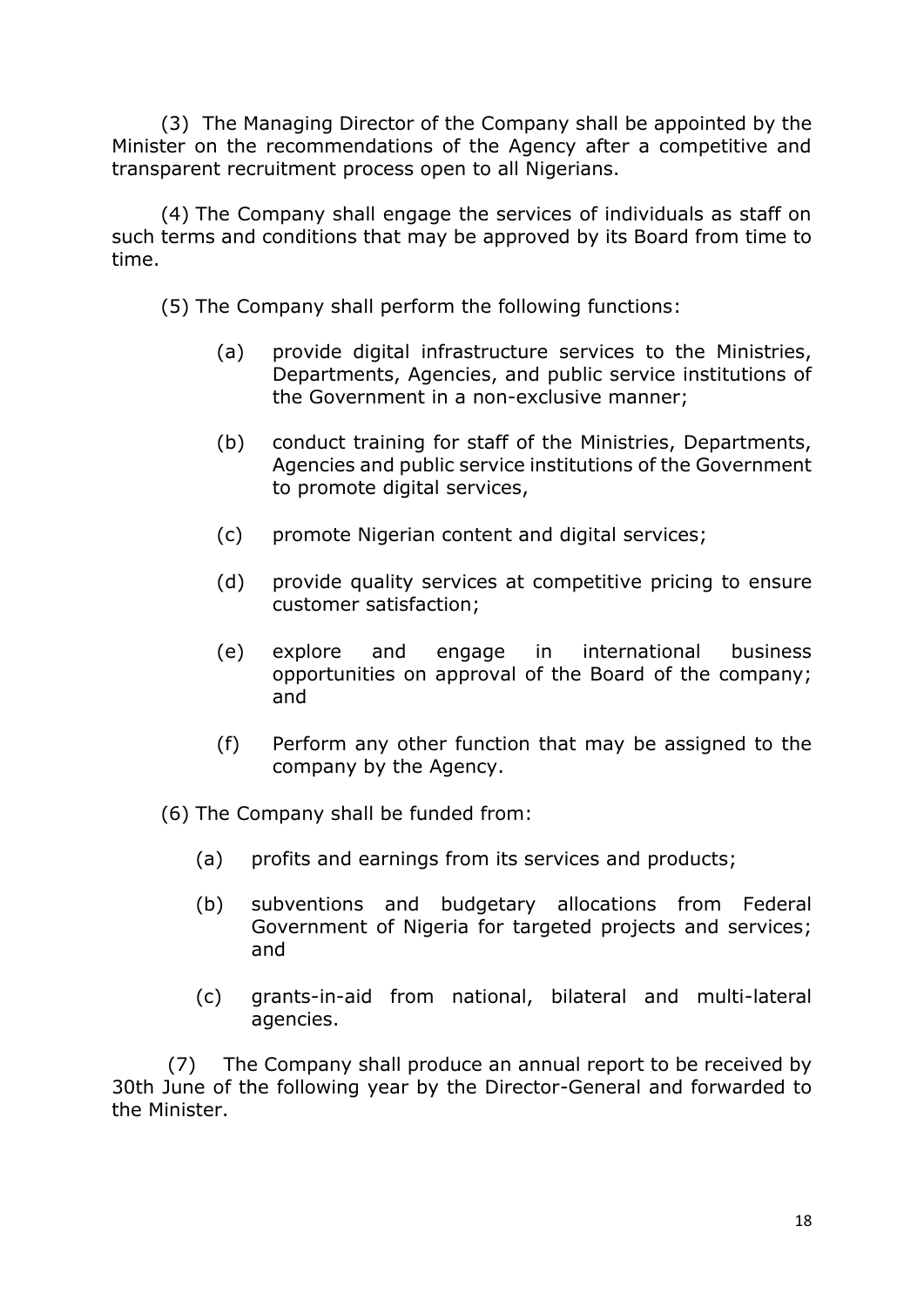(3) The Managing Director of the Company shall be appointed by the Minister on the recommendations of the Agency after a competitive and transparent recruitment process open to all Nigerians.

(4) The Company shall engage the services of individuals as staff on such terms and conditions that may be approved by its Board from time to time.

(5) The Company shall perform the following functions:

(a) provide digital infrastructure services to the Ministries, Departments, Agencies, and public service institutions of the Government in a non-exclusive manner;

(b) conduct training for staff of the Ministries, Departments, Agencies and public service institutions of the Government to promote digital services,

(c) promote Nigerian content and digital services;

(d) provide quality services at competitive pricing to ensure customer satisfaction;

(e) explore and engage in international business opportunities on approval of the Board of the company; and

(f) Perform any other function that may be assigned to the company by the Agency.

(6) The Company shall be funded from:

(a) profits and earnings from its services and products;

(b) subventions and budgetary allocations from Federal Government of Nigeria for targeted projects and services; and

(c) grants-in-aid from national, bilateral and multi-lateral agencies.

(7) The Company shall produce an annual report to be received by 30th June of the following year by the Director-General and forwarded to the Minister.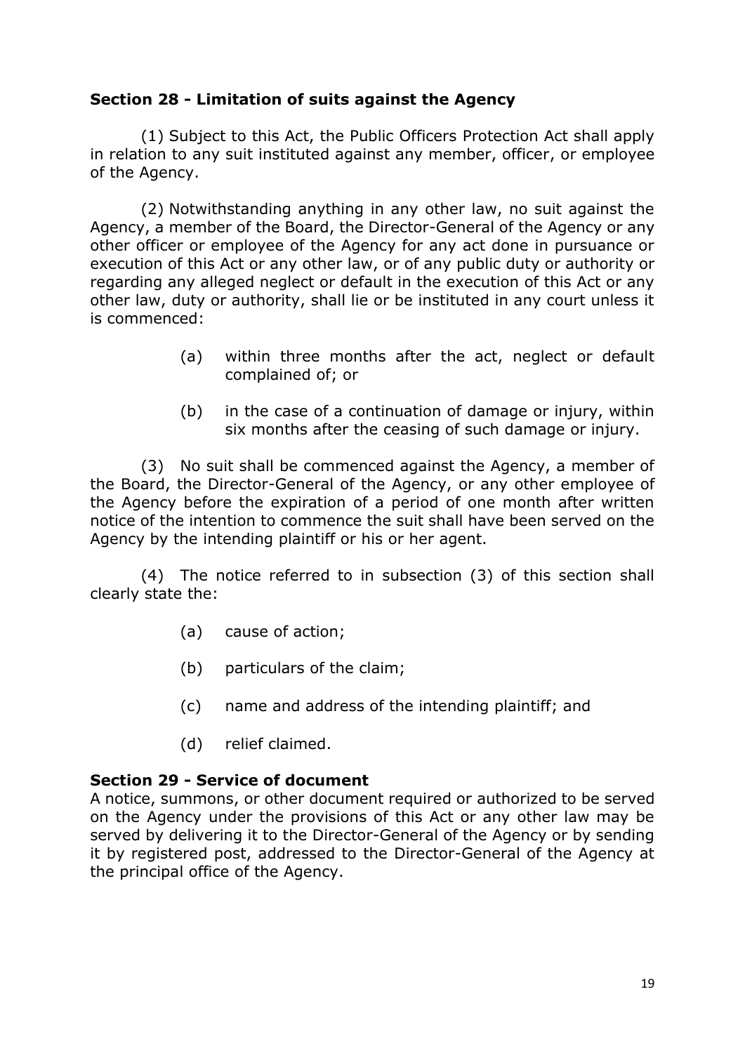**Section 28 - Limitation of suits against the Agency**

(1) Subject to this Act, the Public Officers Protection Act shall apply in relation to any suit instituted against any member, officer, or employee of the Agency.

(2) Notwithstanding anything in any other law, no suit against the Agency, a member of the Board, the Director-General of the Agency or any other officer or employee of the Agency for any act done in pursuance or execution of this Act or any other law, or of any public duty or authority or regarding any alleged neglect or default in the execution of this Act or any other law, duty or authority, shall lie or be instituted in any court unless it is commenced:

(a) within three months after the act, neglect or default complained of; or

(b) in the case of a continuation of damage or injury, within six months after the ceasing of such damage or injury.

(3) No suit shall be commenced against the Agency, a member of the Board, the Director-General of the Agency, or any other employee of the Agency before the expiration of a period of one month after written notice of the intention to commence the suit shall have been served on the Agency by the intending plaintiff or his or her agent.

(4) The notice referred to in subsection (3) of this section shall clearly state the:

(a) cause of action;

(b) particulars of the claim;

(c) name and address of the intending plaintiff; and

(d) relief claimed.

**Section 29 - Service of document**

A notice, summons, or other document required or authorized to be served on the Agency under the provisions of this Act or any other law may be served by delivering it to the Director-General of the Agency or by sending it by registered post, addressed to the Director-General of the Agency at the principal office of the Agency.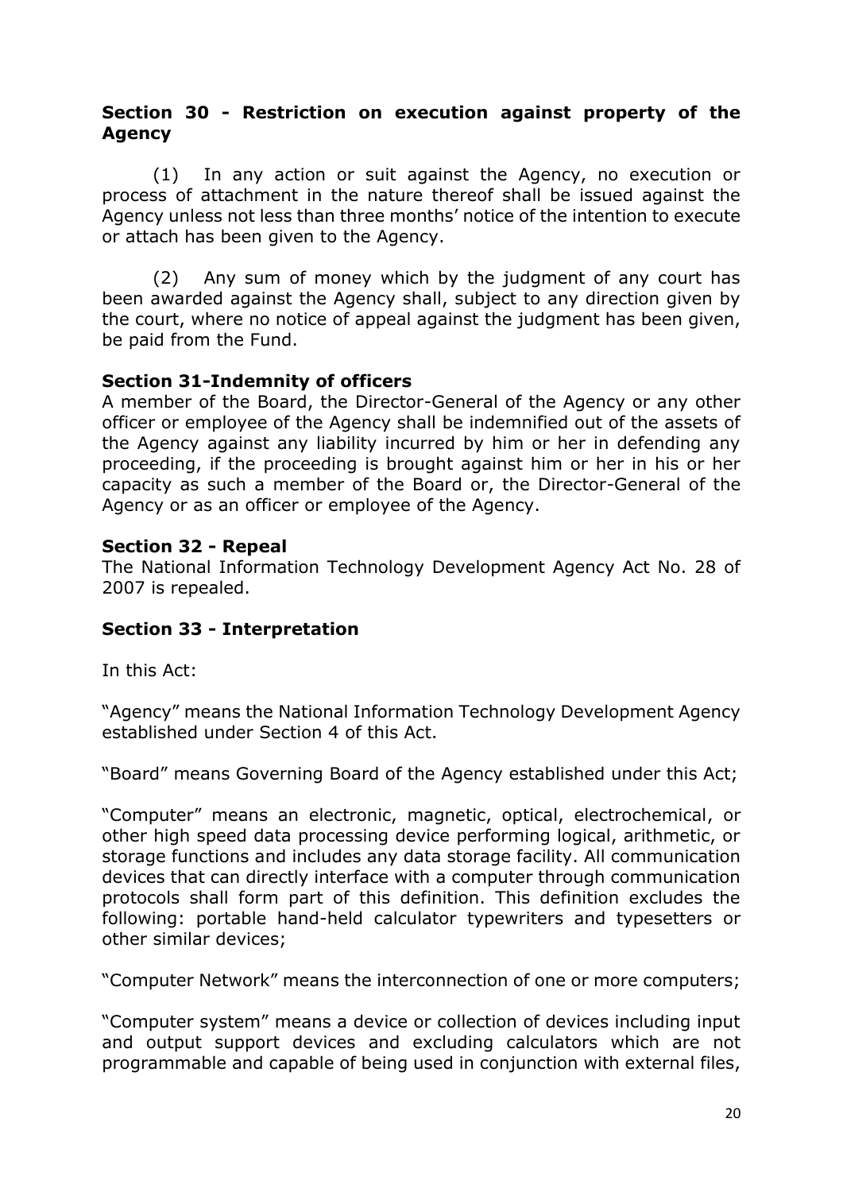### Section 30 - Restriction on execution against property of the Agency

(1) In any action or suit against the Agency, no execution or process of attachment in the nature thereof shall be issued against the Agency unless not less than three months' notice of the intention to execute or attach has been given to the Agency.

(2) Any sum of money which by the judgment of any court has been awarded against the Agency shall, subject to any direction given by the court, where no notice of appeal against the judgment has been given, be paid from the Fund.

### Section 31-Indemnity of officers

A member of the Board, the Director-General of the Agency or any other officer or employee of the Agency shall be indemnified out of the assets of the Agency against any liability incurred by him or her in defending any proceeding, if the proceeding is brought against him or her in his or her capacity as such a member of the Board or, the Director-General of the Agency or as an officer or employee of the Agency.

### Section 32 - Repeal

The National Information Technology Development Agency Act No. 28 of 2007 is repealed.

### Section 33 - Interpretation

In this Act:

"Agency" means the National Information Technology Development Agency established under Section 4 of this Act.

"Board" means Governing Board of the Agency established under this Act;

"Computer" means an electronic, magnetic, optical, electrochemical, or other high speed data processing device performing logical, arithmetic, or storage functions and includes any data storage facility. All communication devices that can directly interface with a computer through communication protocols shall form part of this definition. This definition excludes the following: portable hand-held calculator typewriters and typesetters or other similar devices;

"Computer Network" means the interconnection of one or more computers;

"Computer system" means a device or collection of devices including input and output support devices and excluding calculators which are not programmable and capable of being used in conjunction with external files,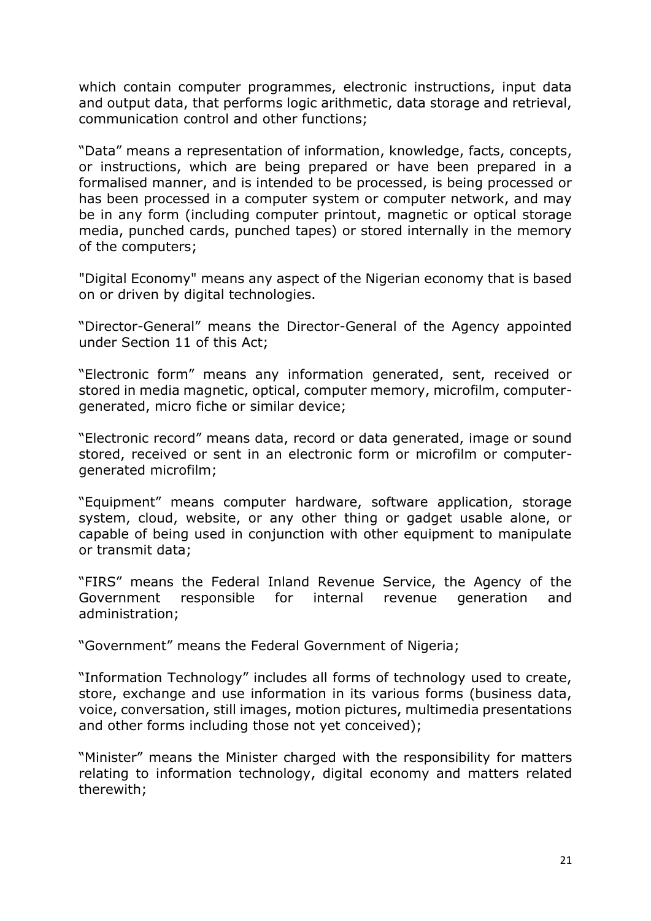which contain computer programmes, electronic instructions, input data and output data, that performs logic arithmetic, data storage and retrieval, communication control and other functions;

“Data” means a representation of information, knowledge, facts, concepts, or instructions, which are being prepared or have been prepared in a formalised manner, and is intended to be processed, is being processed or has been processed in a computer system or computer network, and may be in any form (including computer printout, magnetic or optical storage media, punched cards, punched tapes) or stored internally in the memory of the computers;

"Digital Economy" means any aspect of the Nigerian economy that is based on or driven by digital technologies.

“Director-General” means the Director-General of the Agency appointed under Section 11 of this Act;

“Electronic form” means any information generated, sent, received or stored in media magnetic, optical, computer memory, microfilm, computer-generated, micro fiche or similar device;

“Electronic record” means data, record or data generated, image or sound stored, received or sent in an electronic form or microfilm or computer-generated microfilm;

“Equipment” means computer hardware, software application, storage system, cloud, website, or any other thing or gadget usable alone, or capable of being used in conjunction with other equipment to manipulate or transmit data;

“FIRS” means the Federal Inland Revenue Service, the Agency of the Government responsible for internal revenue generation and administration;

“Government” means the Federal Government of Nigeria;

“Information Technology” includes all forms of technology used to create, store, exchange and use information in its various forms (business data, voice, conversation, still images, motion pictures, multimedia presentations and other forms including those not yet conceived);

“Minister” means the Minister charged with the responsibility for matters relating to information technology, digital economy and matters related therewith;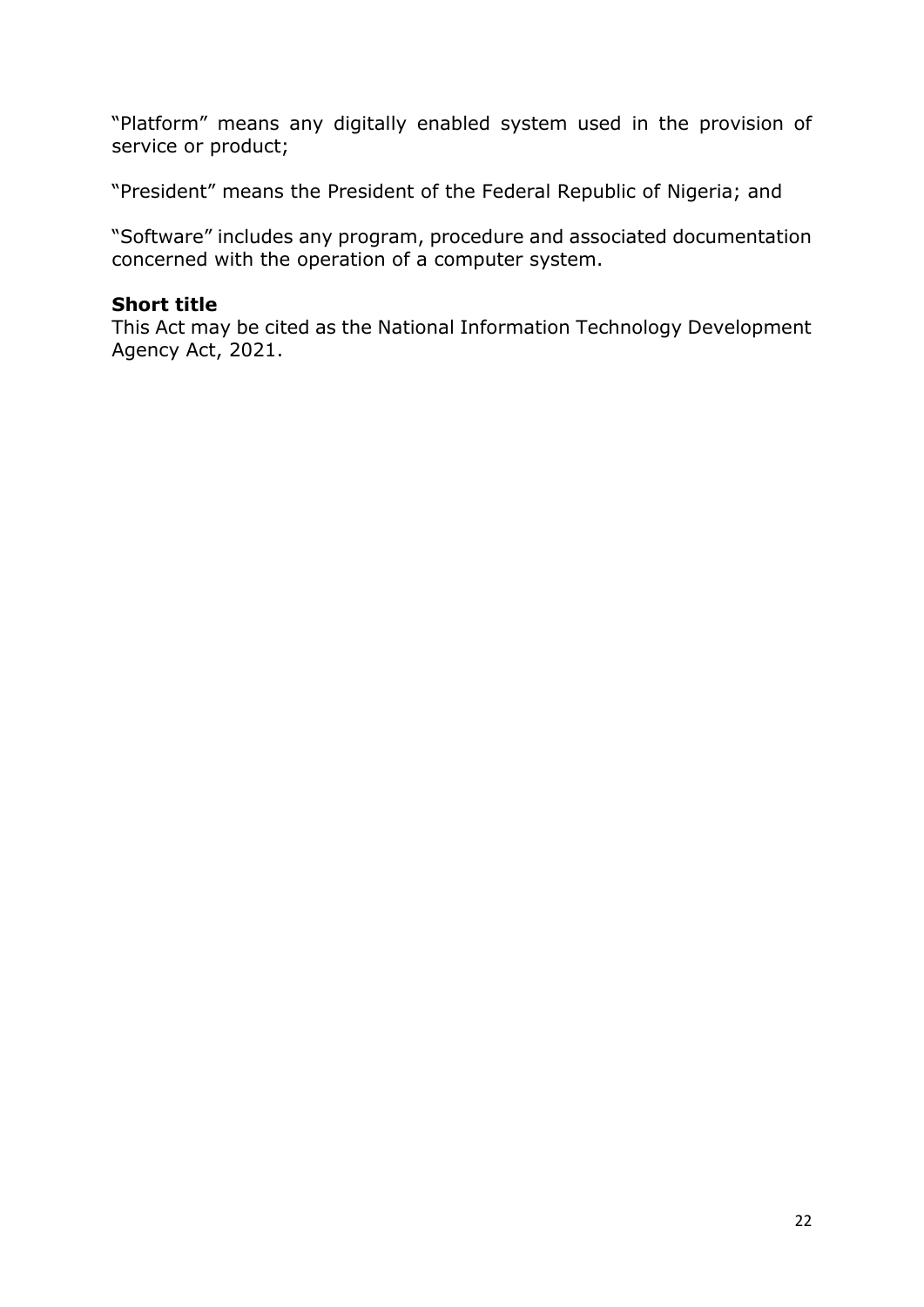"Platform" means any digitally enabled system used in the provision of service or product;

"President" means the President of the Federal Republic of Nigeria; and

"Software" includes any program, procedure and associated documentation concerned with the operation of a computer system.

**Short title**

This Act may be cited as the National Information Technology Development Agency Act, 2021.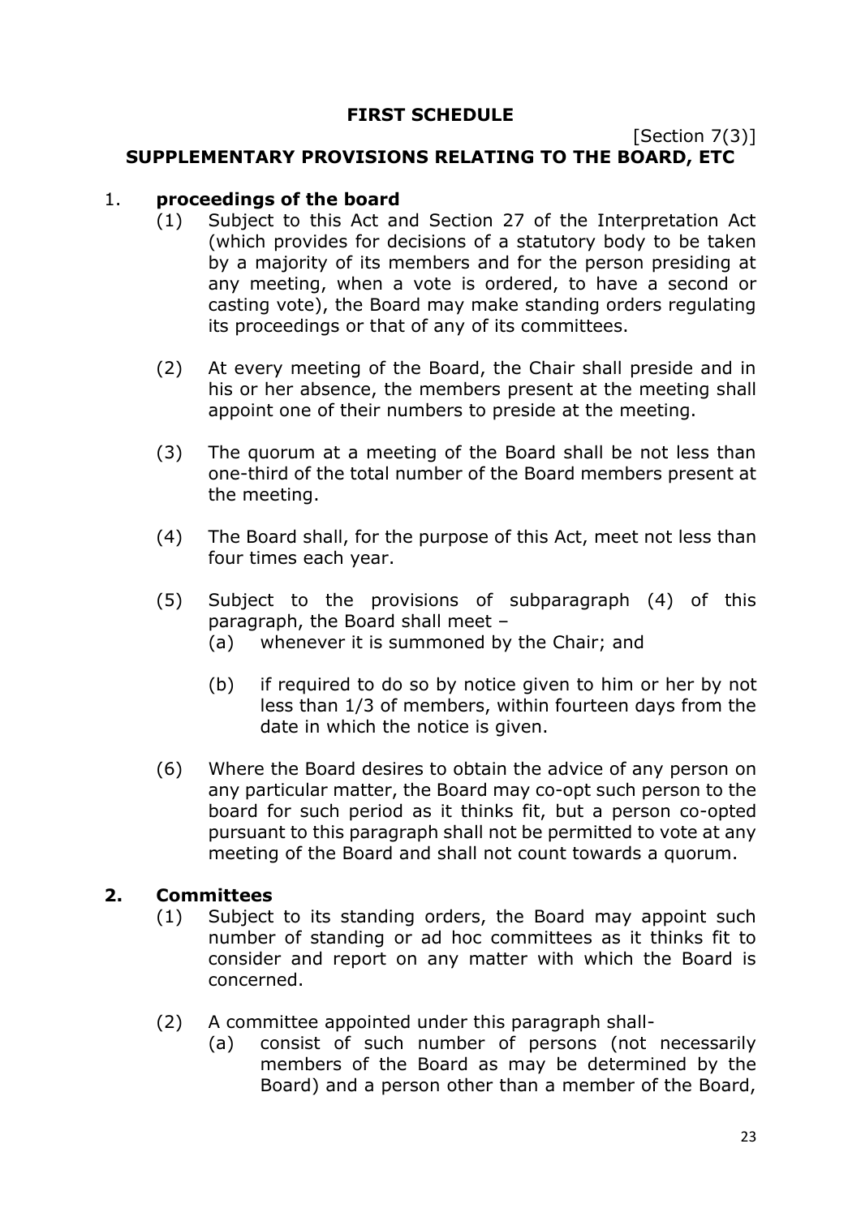## FIRST SCHEDULE

[Section 7(3)]

## SUPPLEMENTARY PROVISIONS RELATING TO THE BOARD, ETC

1. **proceedings of the board**

    (1) Subject to this Act and Section 27 of the Interpretation Act (which provides for decisions of a statutory body to be taken by a majority of its members and for the person presiding at any meeting, when a vote is ordered, to have a second or casting vote), the Board may make standing orders regulating its proceedings or that of any of its committees.

    (2) At every meeting of the Board, the Chair shall preside and in his or her absence, the members present at the meeting shall appoint one of their numbers to preside at the meeting.

    (3) The quorum at a meeting of the Board shall be not less than one-third of the total number of the Board members present at the meeting.

    (4) The Board shall, for the purpose of this Act, meet not less than four times each year.

    (5) Subject to the provisions of subparagraph (4) of this paragraph, the Board shall meet –

    (a) whenever it is summoned by the Chair; and

    (b) if required to do so by notice given to him or her by not less than 1/3 of members, within fourteen days from the date in which the notice is given.

    (6) Where the Board desires to obtain the advice of any person on any particular matter, the Board may co-opt such person to the board for such period as it thinks fit, but a person co-opted pursuant to this paragraph shall not be permitted to vote at any meeting of the Board and shall not count towards a quorum.

2. **Committees**

    (1) Subject to its standing orders, the Board may appoint such number of standing or ad hoc committees as it thinks fit to consider and report on any matter with which the Board is concerned.

    (2) A committee appointed under this paragraph shall-

    (a) consist of such number of persons (not necessarily members of the Board as may be determined by the Board) and a person other than a member of the Board,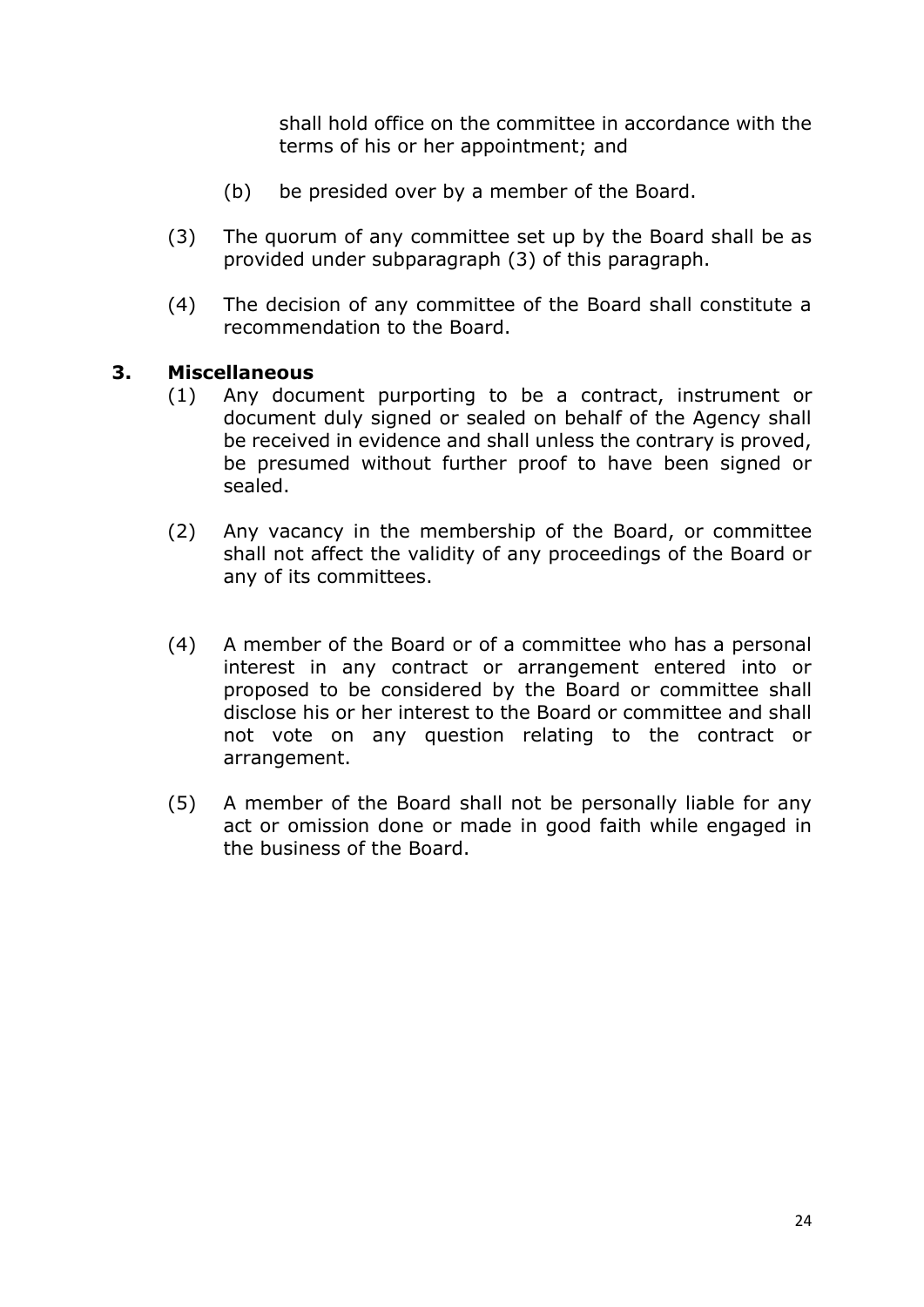shall hold office on the committee in accordance with the terms of his or her appointment; and

(b) be presided over by a member of the Board.

(3) The quorum of any committee set up by the Board shall be as provided under subparagraph (3) of this paragraph.

(4) The decision of any committee of the Board shall constitute a recommendation to the Board.

**3. Miscellaneous**

(1) Any document purporting to be a contract, instrument or document duly signed or sealed on behalf of the Agency shall be received in evidence and shall unless the contrary is proved, be presumed without further proof to have been signed or sealed.

(2) Any vacancy in the membership of the Board, or committee shall not affect the validity of any proceedings of the Board or any of its committees.

(4) A member of the Board or of a committee who has a personal interest in any contract or arrangement entered into or proposed to be considered by the Board or committee shall disclose his or her interest to the Board or committee and shall not vote on any question relating to the contract or arrangement.

(5) A member of the Board shall not be personally liable for any act or omission done or made in good faith while engaged in the business of the Board.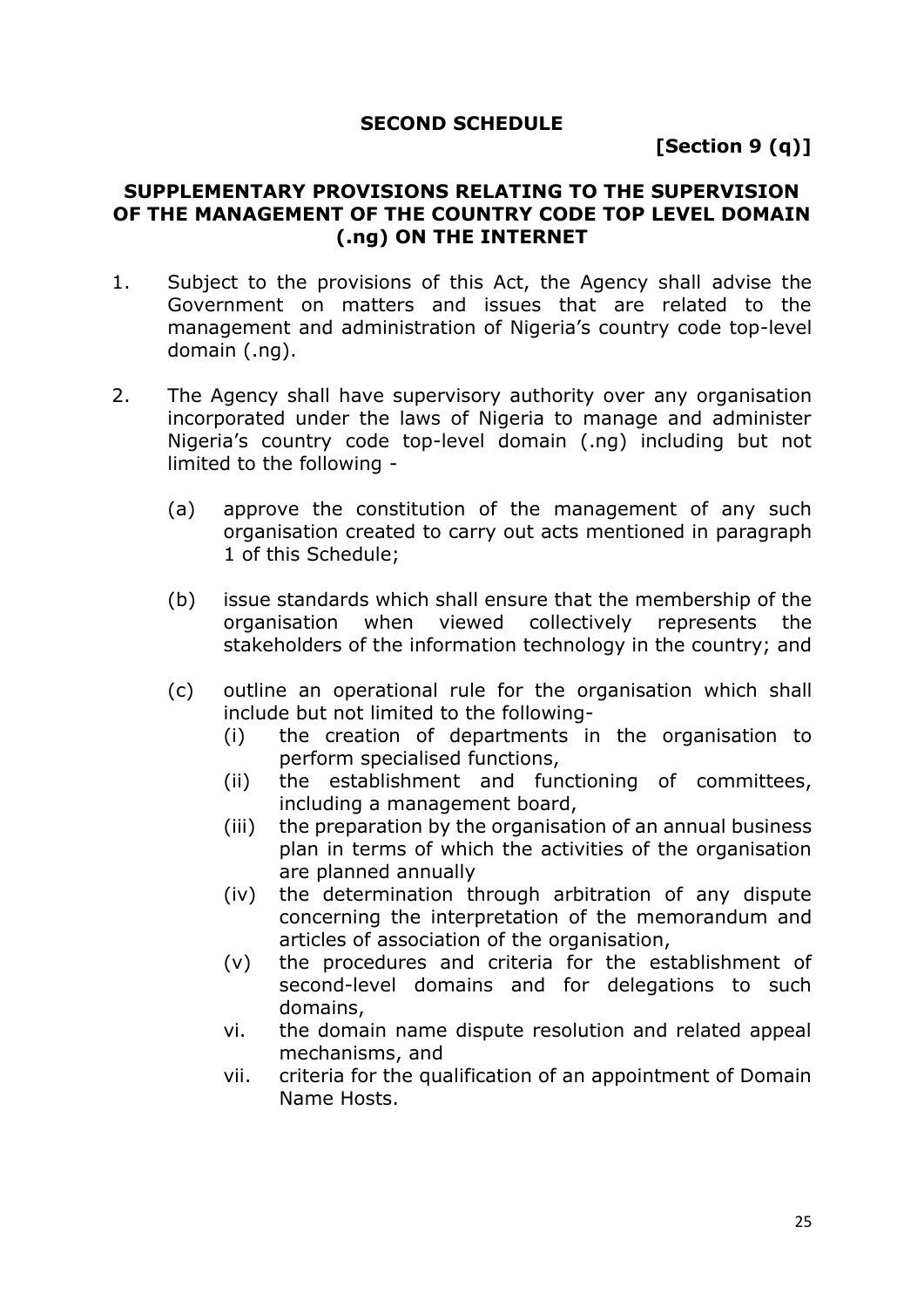## SECOND SCHEDULE

**[Section 9 (q)]**

## SUPPLEMENTARY PROVISIONS RELATING TO THE SUPERVISION OF THE MANAGEMENT OF THE COUNTRY CODE TOP LEVEL DOMAIN (.ng) ON THE INTERNET

1. Subject to the provisions of this Act, the Agency shall advise the Government on matters and issues that are related to the management and administration of Nigeria's country code top-level domain (.ng).

2. The Agency shall have supervisory authority over any organisation incorporated under the laws of Nigeria to manage and administer Nigeria's country code top-level domain (.ng) including but not limited to the following -

   (a) approve the constitution of the management of any such organisation created to carry out acts mentioned in paragraph 1 of this Schedule;

   (b) issue standards which shall ensure that the membership of the organisation when viewed collectively represents the stakeholders of the information technology in the country; and

   (c) outline an operational rule for the organisation which shall include but not limited to the following-
      (i) the creation of departments in the organisation to perform specialised functions,
      (ii) the establishment and functioning of committees, including a management board,
      (iii) the preparation by the organisation of an annual business plan in terms of which the activities of the organisation are planned annually
      (iv) the determination through arbitration of any dispute concerning the interpretation of the memorandum and articles of association of the organisation,
      (v) the procedures and criteria for the establishment of second-level domains and for delegations to such domains,
      vi. the domain name dispute resolution and related appeal mechanisms, and
      vii. criteria for the qualification of an appointment of Domain Name Hosts.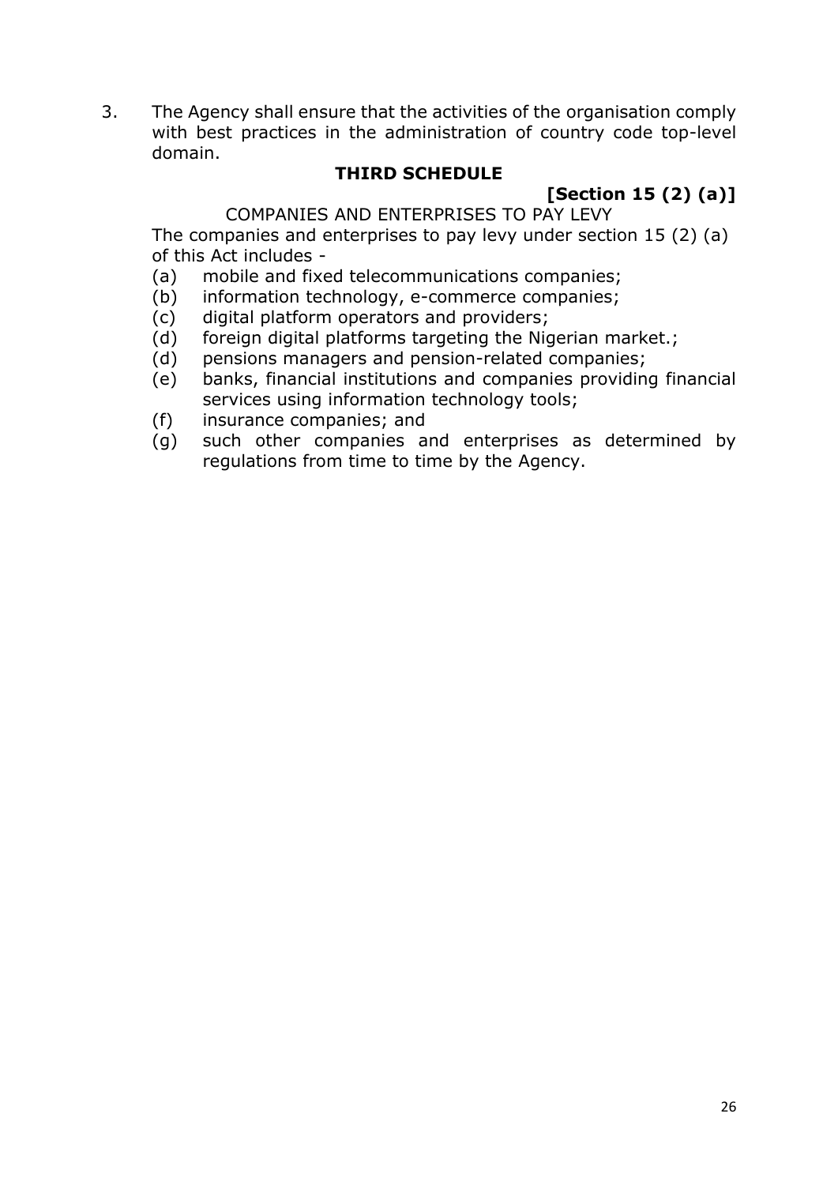3. The Agency shall ensure that the activities of the organisation comply with best practices in the administration of country code top-level domain.

## THIRD SCHEDULE

**[Section 15 (2) (a)]**

COMPANIES AND ENTERPRISES TO PAY LEVY

The companies and enterprises to pay levy under section 15 (2) (a) of this Act includes -

(a) mobile and fixed telecommunications companies;
(b) information technology, e-commerce companies;
(c) digital platform operators and providers;
(d) foreign digital platforms targeting the Nigerian market.;
(d) pensions managers and pension-related companies;
(e) banks, financial institutions and companies providing financial services using information technology tools;
(f) insurance companies; and
(g) such other companies and enterprises as determined by regulations from time to time by the Agency.